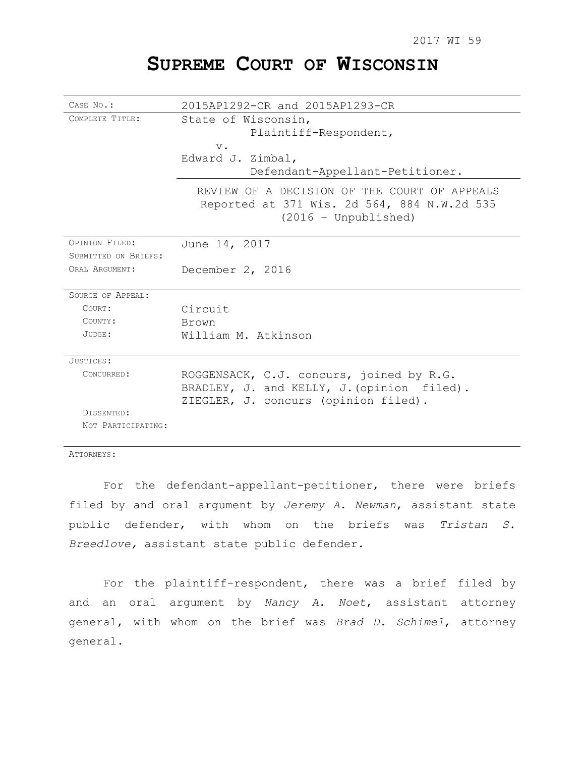2017 WI 59

# SUPREME COURT OF WISCONSIN

| | |
|---|---|
| CASE NO.: | 2015AP1292-CR and 2015AP1293-CR |
| COMPLETE TITLE: | State of Wisconsin,<br>Plaintiff-Respondent,<br>v.<br>Edward J. Zimbal,<br>Defendant-Appellant-Petitioner. |
| | REVIEW OF A DECISION OF THE COURT OF APPEALS<br>Reported at 371 Wis. 2d 564, 884 N.W.2d 535<br>(2016 – Unpublished) |
| OPINION FILED: | June 14, 2017 |
| SUBMITTED ON BRIEFS: | |
| ORAL ARGUMENT: | December 2, 2016 |
| SOURCE OF APPEAL: | |
| COURT: | Circuit |
| COUNTY: | Brown |
| JUDGE: | William M. Atkinson |
| JUSTICES: | |
| CONCURRED: | ROGGENSACK, C.J. concurs, joined by R.G. BRADLEY, J. and KELLY, J.(opinion filed).<br>ZIEGLER, J. concurs (opinion filed). |
| DISSENTED: | |
| NOT PARTICIPATING: | |

ATTORNEYS:

For the defendant-appellant-petitioner, there were briefs filed by and oral argument by *Jeremy A. Newman*, assistant state public defender, with whom on the briefs was *Tristan S. Breedlove,* assistant state public defender.

For the plaintiff-respondent, there was a brief filed by and an oral argument by *Nancy A. Noet*, assistant attorney general, with whom on the brief was *Brad D. Schimel*, attorney general.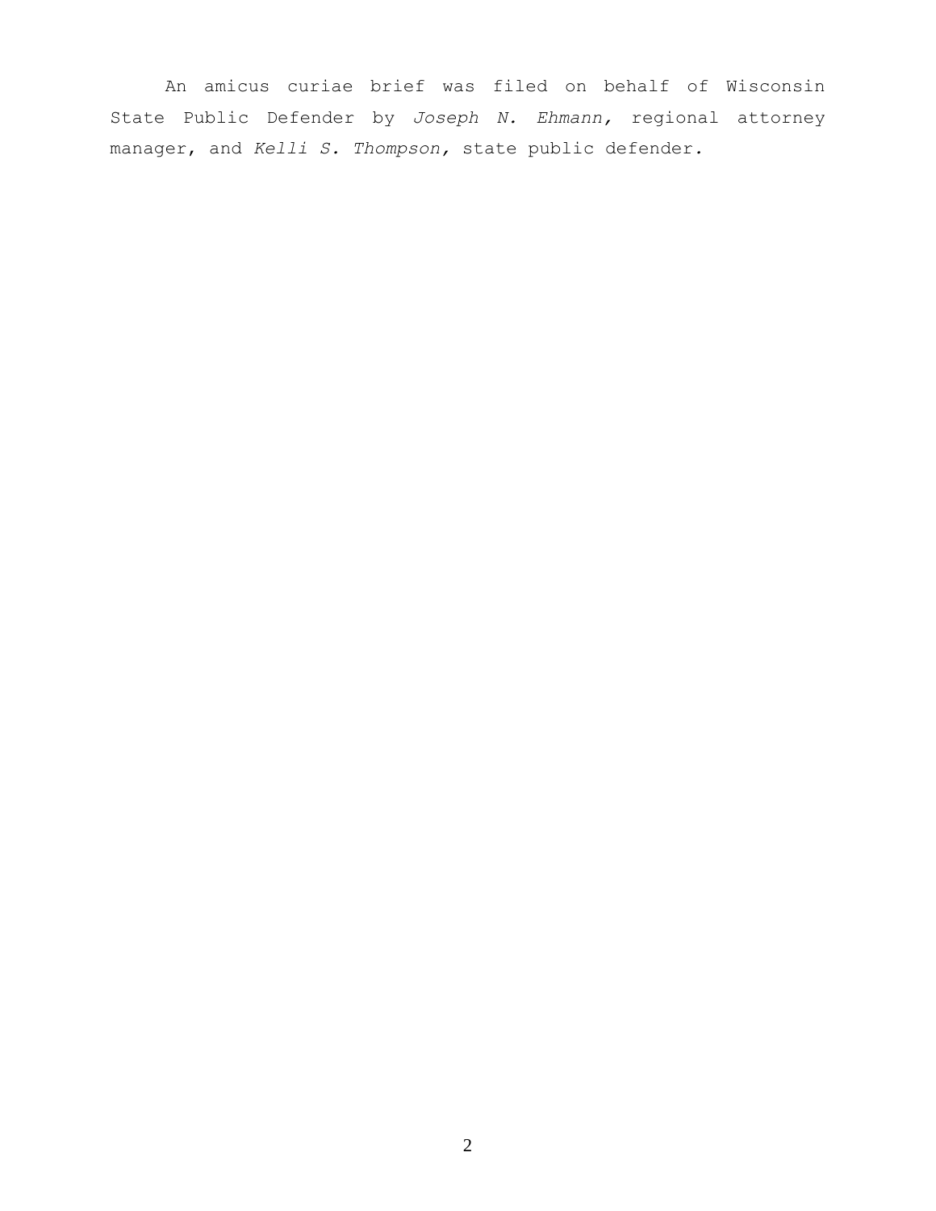An amicus curiae brief was filed on behalf of Wisconsin State Public Defender by *Joseph N. Ehmann*, regional attorney manager, and *Kelli S. Thompson*, state public defender.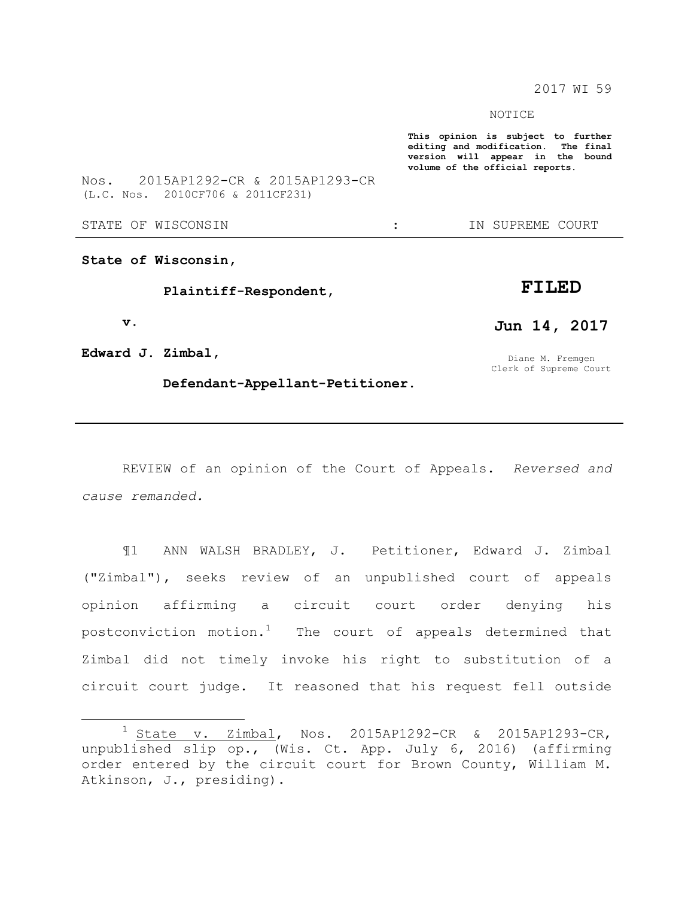2017 WI 59

NOTICE

**This opinion is subject to further editing and modification. The final version will appear in the bound volume of the official reports.**

Nos. 2015AP1292-CR & 2015AP1293-CR
(L.C. Nos. 2010CF706 & 2011CF231)

STATE OF WISCONSIN : IN SUPREME COURT

---

**State of Wisconsin,**

**Plaintiff-Respondent,**

**v.**

**Edward J. Zimbal,**

**Defendant-Appellant-Petitioner.**

**FILED**

**Jun 14, 2017**

Diane M. Fremgen
Clerk of Supreme Court

---

REVIEW of an opinion of the Court of Appeals. *Reversed and cause remanded.*

¶1 ANN WALSH BRADLEY, J. Petitioner, Edward J. Zimbal ("Zimbal"), seeks review of an unpublished court of appeals opinion affirming a circuit court order denying his postconviction motion.[1] The court of appeals determined that Zimbal did not timely invoke his right to substitution of a circuit court judge. It reasoned that his request fell outside

---

[1] State v. Zimbal, Nos. 2015AP1292-CR & 2015AP1293-CR, unpublished slip op., (Wis. Ct. App. July 6, 2016) (affirming order entered by the circuit court for Brown County, William M. Atkinson, J., presiding).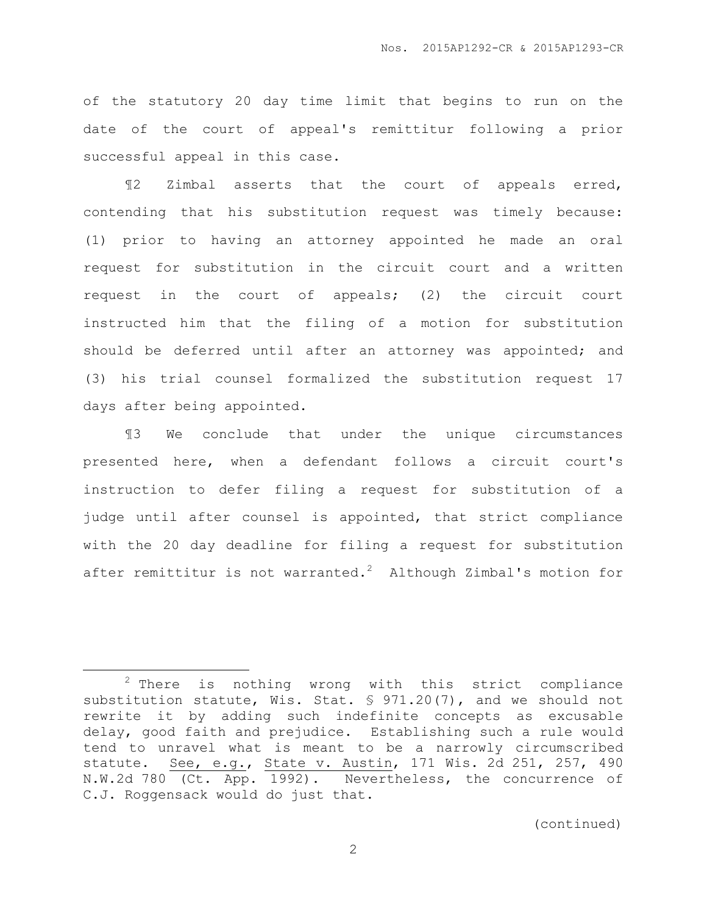of the statutory 20 day time limit that begins to run on the date of the court of appeal's remittitur following a prior successful appeal in this case.

¶2 Zimbal asserts that the court of appeals erred, contending that his substitution request was timely because: (1) prior to having an attorney appointed he made an oral request for substitution in the circuit court and a written request in the court of appeals; (2) the circuit court instructed him that the filing of a motion for substitution should be deferred until after an attorney was appointed; and (3) his trial counsel formalized the substitution request 17 days after being appointed.

¶3 We conclude that under the unique circumstances presented here, when a defendant follows a circuit court's instruction to defer filing a request for substitution of a judge until after counsel is appointed, that strict compliance with the 20 day deadline for filing a request for substitution after remittitur is not warranted.[2] Although Zimbal's motion for

---

[2] There is nothing wrong with this strict compliance substitution statute, Wis. Stat. § 971.20(7), and we should not rewrite it by adding such indefinite concepts as excusable delay, good faith and prejudice. Establishing such a rule would tend to unravel what is meant to be a narrowly circumscribed statute. See, e.g., State v. Austin, 171 Wis. 2d 251, 257, 490 N.W.2d 780 (Ct. App. 1992). Nevertheless, the concurrence of C.J. Roggensack would do just that.

(continued)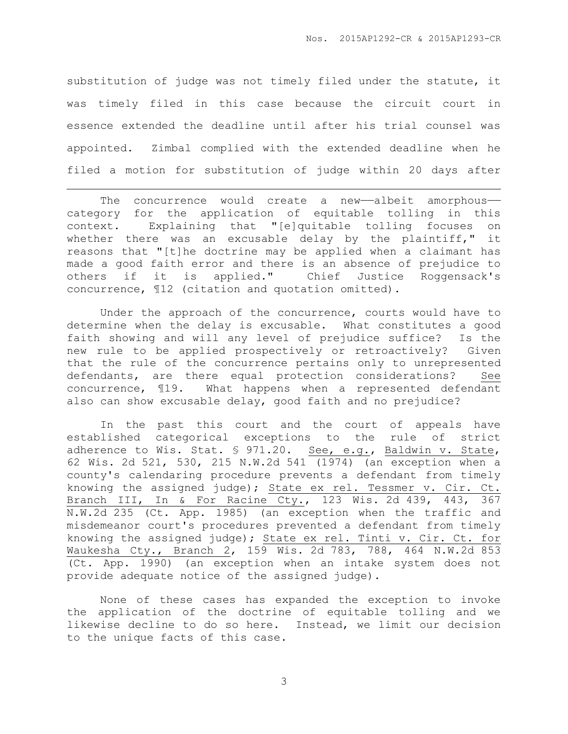substitution of judge was not timely filed under the statute, it was timely filed in this case because the circuit court in essence extended the deadline until after his trial counsel was appointed. Zimbal complied with the extended deadline when he filed a motion for substitution of judge within 20 days after

---

The concurrence would create a new——albeit amorphous—— category for the application of equitable tolling in this context. Explaining that "[e]quitable tolling focuses on whether there was an excusable delay by the plaintiff," it reasons that "[t]he doctrine may be applied when a claimant has made a good faith error and there is an absence of prejudice to others if it is applied." Chief Justice Roggensack's concurrence, ¶12 (citation and quotation omitted).

Under the approach of the concurrence, courts would have to determine when the delay is excusable. What constitutes a good faith showing and will any level of prejudice suffice? Is the new rule to be applied prospectively or retroactively? Given that the rule of the concurrence pertains only to unrepresented defendants, are there equal protection considerations? See concurrence, ¶19. What happens when a represented defendant also can show excusable delay, good faith and no prejudice?

In the past this court and the court of appeals have established categorical exceptions to the rule of strict adherence to Wis. Stat. § 971.20. See, e.g., Baldwin v. State, 62 Wis. 2d 521, 530, 215 N.W.2d 541 (1974) (an exception when a county's calendaring procedure prevents a defendant from timely knowing the assigned judge); State ex rel. Tessmer v. Cir. Ct. Branch III, In & For Racine Cty., 123 Wis. 2d 439, 443, 367 N.W.2d 235 (Ct. App. 1985) (an exception when the traffic and misdemeanor court's procedures prevented a defendant from timely knowing the assigned judge); State ex rel. Tinti v. Cir. Ct. for Waukesha Cty., Branch 2, 159 Wis. 2d 783, 788, 464 N.W.2d 853 (Ct. App. 1990) (an exception when an intake system does not provide adequate notice of the assigned judge).

None of these cases has expanded the exception to invoke the application of the doctrine of equitable tolling and we likewise decline to do so here. Instead, we limit our decision to the unique facts of this case.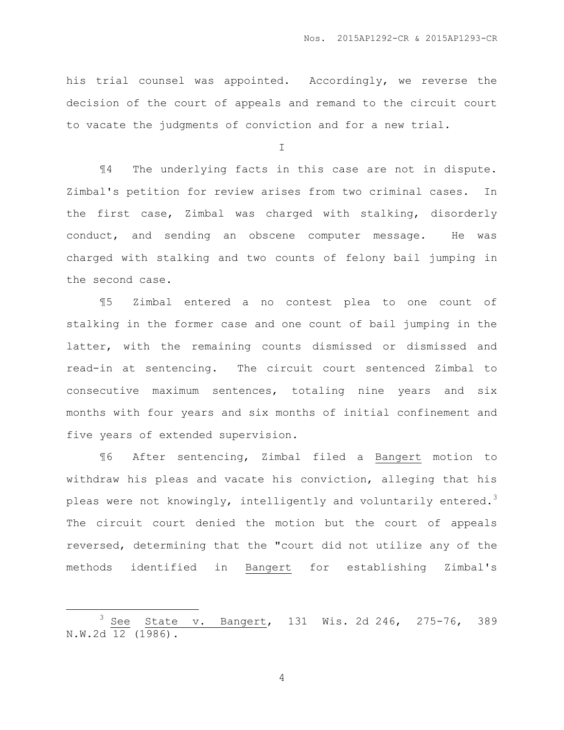his trial counsel was appointed. Accordingly, we reverse the decision of the court of appeals and remand to the circuit court to vacate the judgments of conviction and for a new trial.

## I

¶4 The underlying facts in this case are not in dispute. Zimbal's petition for review arises from two criminal cases. In the first case, Zimbal was charged with stalking, disorderly conduct, and sending an obscene computer message. He was charged with stalking and two counts of felony bail jumping in the second case.

¶5 Zimbal entered a no contest plea to one count of stalking in the former case and one count of bail jumping in the latter, with the remaining counts dismissed or dismissed and read-in at sentencing. The circuit court sentenced Zimbal to consecutive maximum sentences, totaling nine years and six months with four years and six months of initial confinement and five years of extended supervision.

¶6 After sentencing, Zimbal filed a Bangert motion to withdraw his pleas and vacate his conviction, alleging that his pleas were not knowingly, intelligently and voluntarily entered.[3] The circuit court denied the motion but the court of appeals reversed, determining that the "court did not utilize any of the methods identified in Bangert for establishing Zimbal's

---

[3] See State v. Bangert, 131 Wis. 2d 246, 275-76, 389 N.W.2d 12 (1986).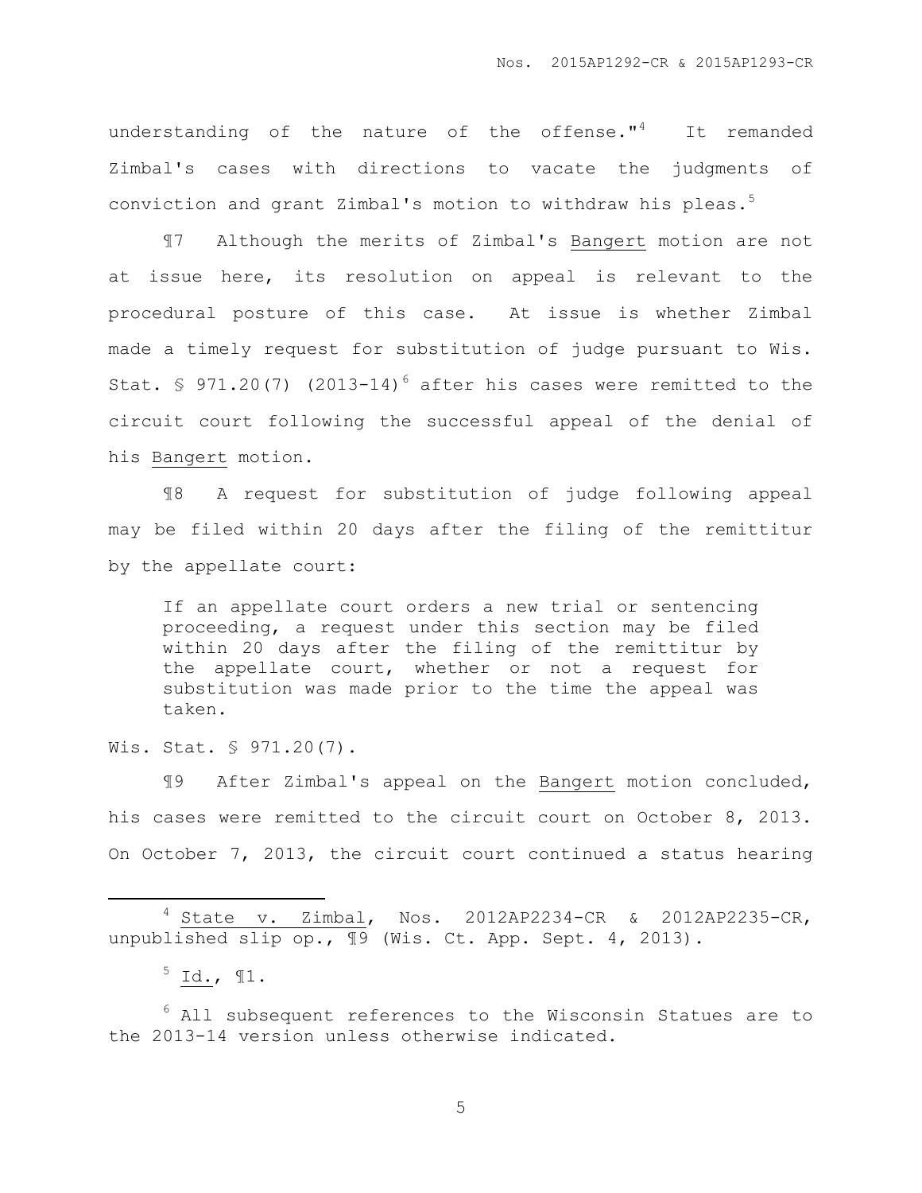understanding of the nature of the offense."[4] It remanded Zimbal's cases with directions to vacate the judgments of conviction and grant Zimbal's motion to withdraw his pleas.[5]

¶7 Although the merits of Zimbal's Bangert motion are not at issue here, its resolution on appeal is relevant to the procedural posture of this case. At issue is whether Zimbal made a timely request for substitution of judge pursuant to Wis. Stat. § 971.20(7) (2013-14)[6] after his cases were remitted to the circuit court following the successful appeal of the denial of his Bangert motion.

¶8 A request for substitution of judge following appeal may be filed within 20 days after the filing of the remittitur by the appellate court:

> If an appellate court orders a new trial or sentencing proceeding, a request under this section may be filed within 20 days after the filing of the remittitur by the appellate court, whether or not a request for substitution was made prior to the time the appeal was taken.

Wis. Stat. § 971.20(7).

¶9 After Zimbal's appeal on the Bangert motion concluded, his cases were remitted to the circuit court on October 8, 2013. On October 7, 2013, the circuit court continued a status hearing

---

[4] State v. Zimbal, Nos. 2012AP2234-CR & 2012AP2235-CR, unpublished slip op., ¶9 (Wis. Ct. App. Sept. 4, 2013).

[5] Id., ¶1.

[6] All subsequent references to the Wisconsin Statues are to the 2013-14 version unless otherwise indicated.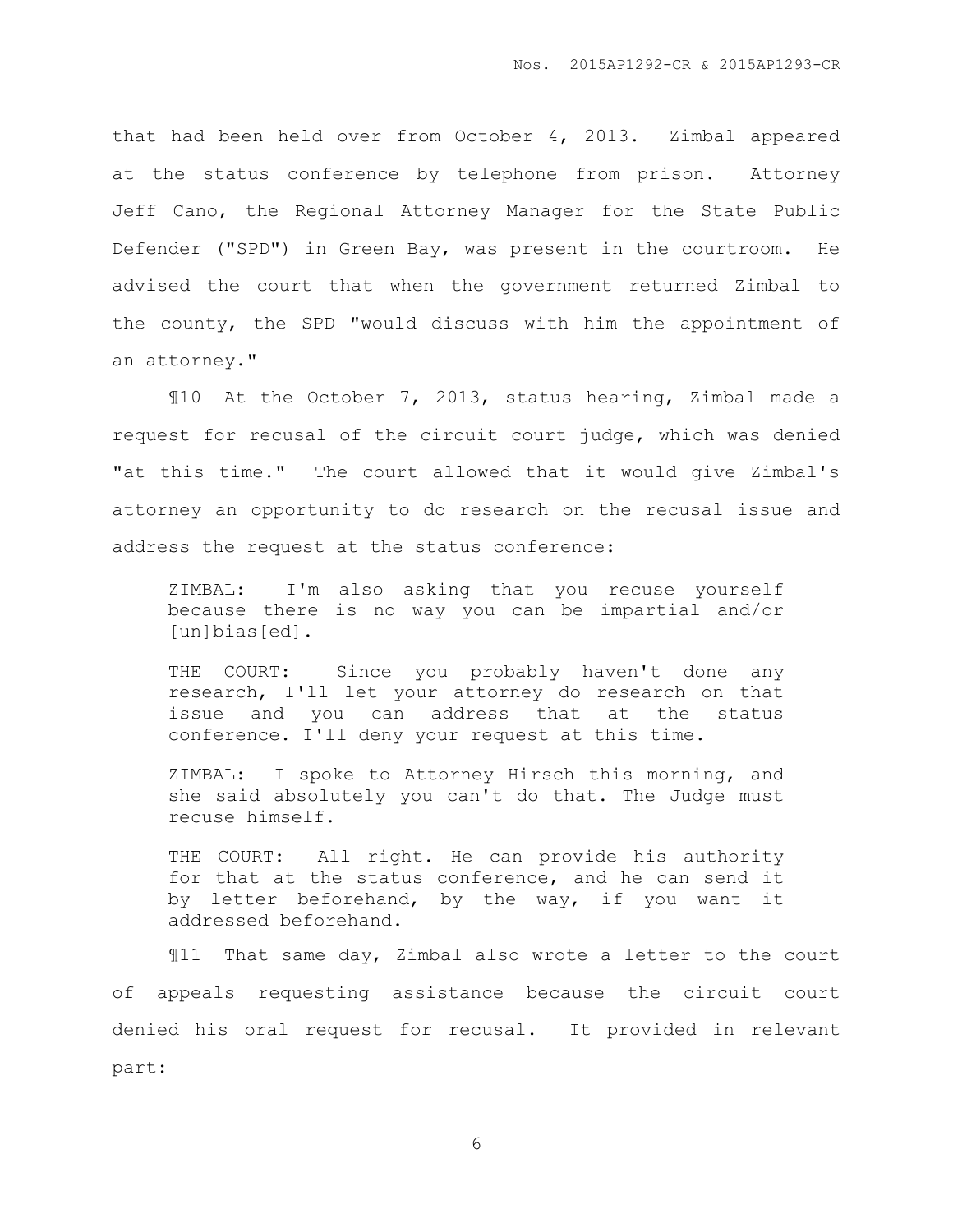that had been held over from October 4, 2013. Zimbal appeared at the status conference by telephone from prison. Attorney Jeff Cano, the Regional Attorney Manager for the State Public Defender ("SPD") in Green Bay, was present in the courtroom. He advised the court that when the government returned Zimbal to the county, the SPD "would discuss with him the appointment of an attorney."

¶10 At the October 7, 2013, status hearing, Zimbal made a request for recusal of the circuit court judge, which was denied "at this time." The court allowed that it would give Zimbal's attorney an opportunity to do research on the recusal issue and address the request at the status conference:

> ZIMBAL: I'm also asking that you recuse yourself because there is no way you can be impartial and/or [un]bias[ed].
>
> THE COURT: Since you probably haven't done any research, I'll let your attorney do research on that issue and you can address that at the status conference. I'll deny your request at this time.
>
> ZIMBAL: I spoke to Attorney Hirsch this morning, and she said absolutely you can't do that. The Judge must recuse himself.
>
> THE COURT: All right. He can provide his authority for that at the status conference, and he can send it by letter beforehand, by the way, if you want it addressed beforehand.

¶11 That same day, Zimbal also wrote a letter to the court of appeals requesting assistance because the circuit court denied his oral request for recusal. It provided in relevant part: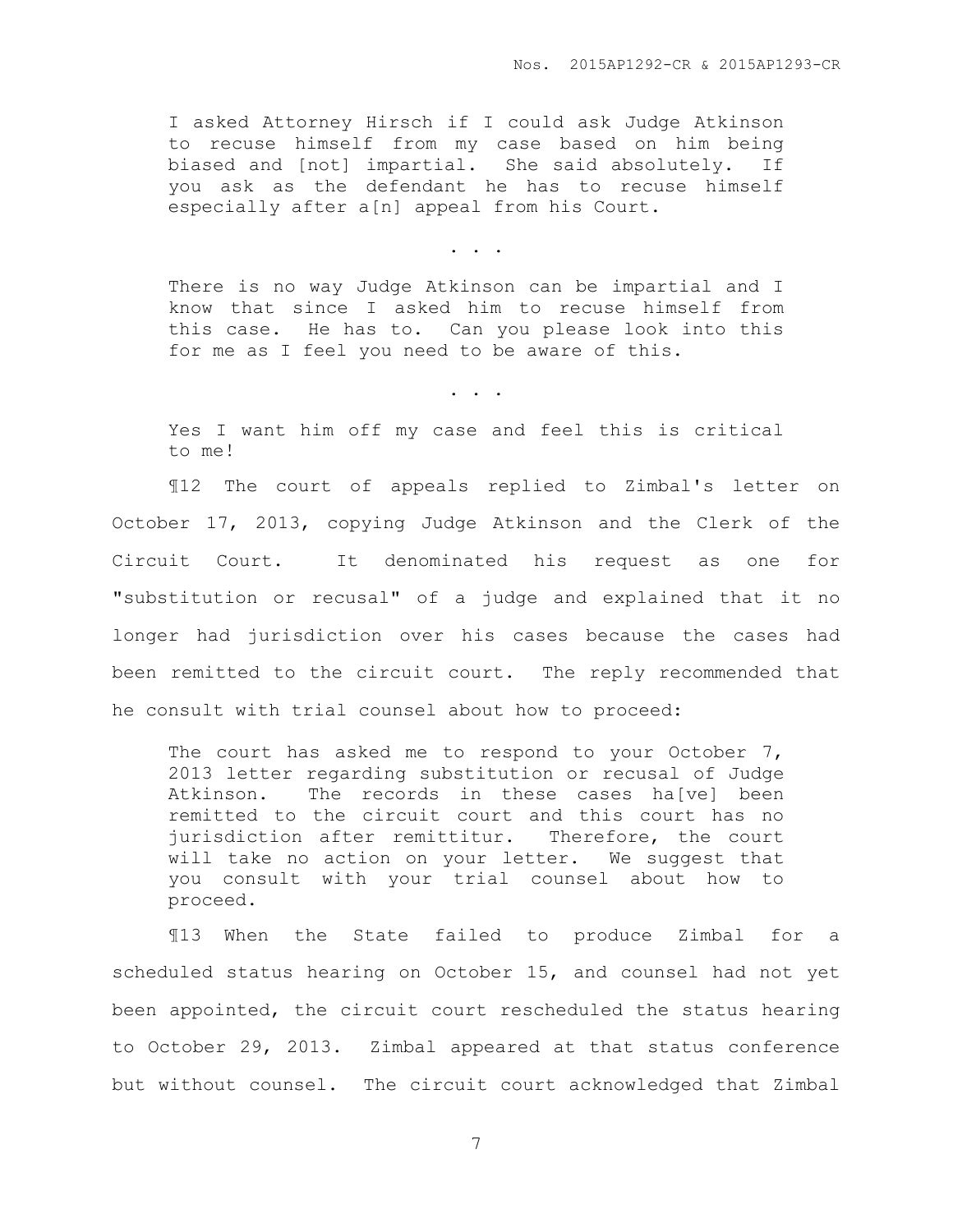> I asked Attorney Hirsch if I could ask Judge Atkinson to recuse himself from my case based on him being biased and [not] impartial. She said absolutely. If you ask as the defendant he has to recuse himself especially after a[n] appeal from his Court.
>
> . . .
>
> There is no way Judge Atkinson can be impartial and I know that since I asked him to recuse himself from this case. He has to. Can you please look into this for me as I feel you need to be aware of this.
>
> . . .
>
> Yes I want him off my case and feel this is critical to me!

¶12 The court of appeals replied to Zimbal's letter on October 17, 2013, copying Judge Atkinson and the Clerk of the Circuit Court. It denominated his request as one for "substitution or recusal" of a judge and explained that it no longer had jurisdiction over his cases because the cases had been remitted to the circuit court. The reply recommended that he consult with trial counsel about how to proceed:

> The court has asked me to respond to your October 7, 2013 letter regarding substitution or recusal of Judge Atkinson. The records in these cases ha[ve] been remitted to the circuit court and this court has no jurisdiction after remittitur. Therefore, the court will take no action on your letter. We suggest that you consult with your trial counsel about how to proceed.

¶13 When the State failed to produce Zimbal for a scheduled status hearing on October 15, and counsel had not yet been appointed, the circuit court rescheduled the status hearing to October 29, 2013. Zimbal appeared at that status conference but without counsel. The circuit court acknowledged that Zimbal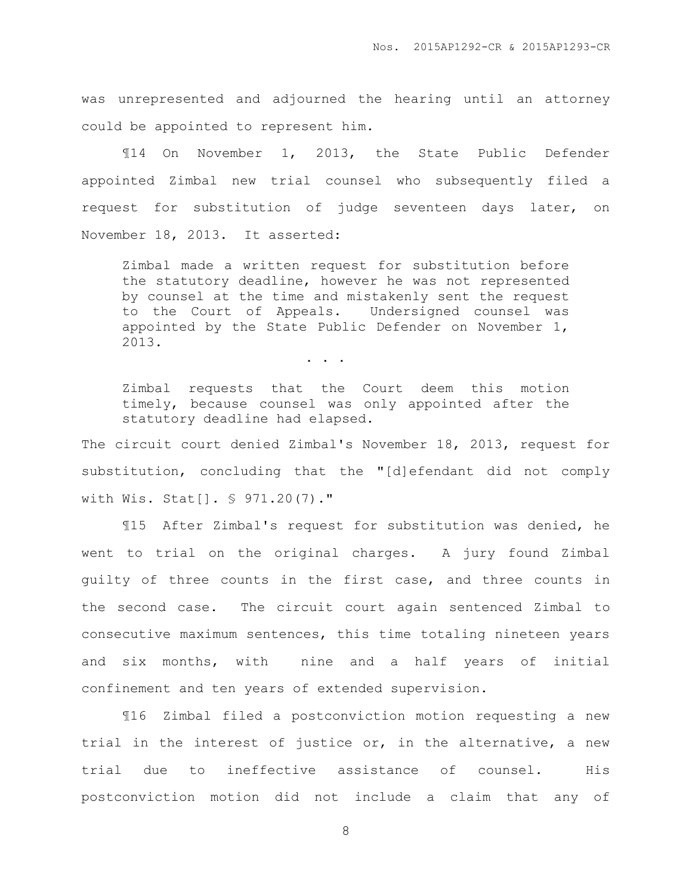was unrepresented and adjourned the hearing until an attorney could be appointed to represent him.

¶14 On November 1, 2013, the State Public Defender appointed Zimbal new trial counsel who subsequently filed a request for substitution of judge seventeen days later, on November 18, 2013. It asserted:

> Zimbal made a written request for substitution before the statutory deadline, however he was not represented by counsel at the time and mistakenly sent the request to the Court of Appeals. Undersigned counsel was appointed by the State Public Defender on November 1, 2013.
>
> . . .
>
> Zimbal requests that the Court deem this motion timely, because counsel was only appointed after the statutory deadline had elapsed.

The circuit court denied Zimbal's November 18, 2013, request for substitution, concluding that the "[d]efendant did not comply with Wis. Stat[]. § 971.20(7)."

¶15 After Zimbal's request for substitution was denied, he went to trial on the original charges. A jury found Zimbal guilty of three counts in the first case, and three counts in the second case. The circuit court again sentenced Zimbal to consecutive maximum sentences, this time totaling nineteen years and six months, with nine and a half years of initial confinement and ten years of extended supervision.

¶16 Zimbal filed a postconviction motion requesting a new trial in the interest of justice or, in the alternative, a new trial due to ineffective assistance of counsel. His postconviction motion did not include a claim that any of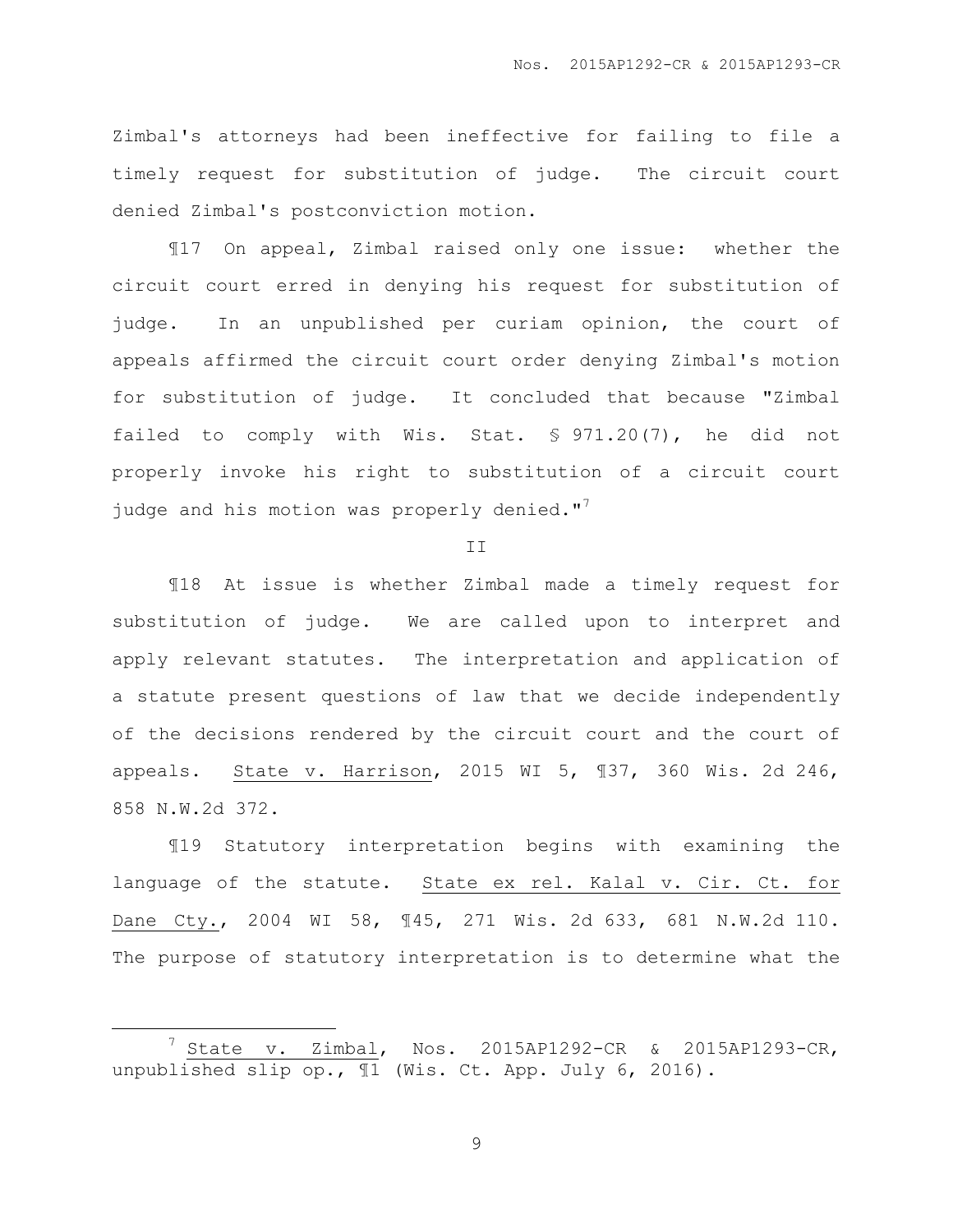Zimbal's attorneys had been ineffective for failing to file a timely request for substitution of judge. The circuit court denied Zimbal's postconviction motion.

¶17 On appeal, Zimbal raised only one issue: whether the circuit court erred in denying his request for substitution of judge. In an unpublished per curiam opinion, the court of appeals affirmed the circuit court order denying Zimbal's motion for substitution of judge. It concluded that because "Zimbal failed to comply with Wis. Stat. § 971.20(7), he did not properly invoke his right to substitution of a circuit court judge and his motion was properly denied."[7]

II

¶18 At issue is whether Zimbal made a timely request for substitution of judge. We are called upon to interpret and apply relevant statutes. The interpretation and application of a statute present questions of law that we decide independently of the decisions rendered by the circuit court and the court of appeals. State v. Harrison, 2015 WI 5, ¶37, 360 Wis. 2d 246, 858 N.W.2d 372.

¶19 Statutory interpretation begins with examining the language of the statute. State ex rel. Kalal v. Cir. Ct. for Dane Cty., 2004 WI 58, ¶45, 271 Wis. 2d 633, 681 N.W.2d 110. The purpose of statutory interpretation is to determine what the

---

[7] State v. Zimbal, Nos. 2015AP1292-CR & 2015AP1293-CR, unpublished slip op., ¶1 (Wis. Ct. App. July 6, 2016).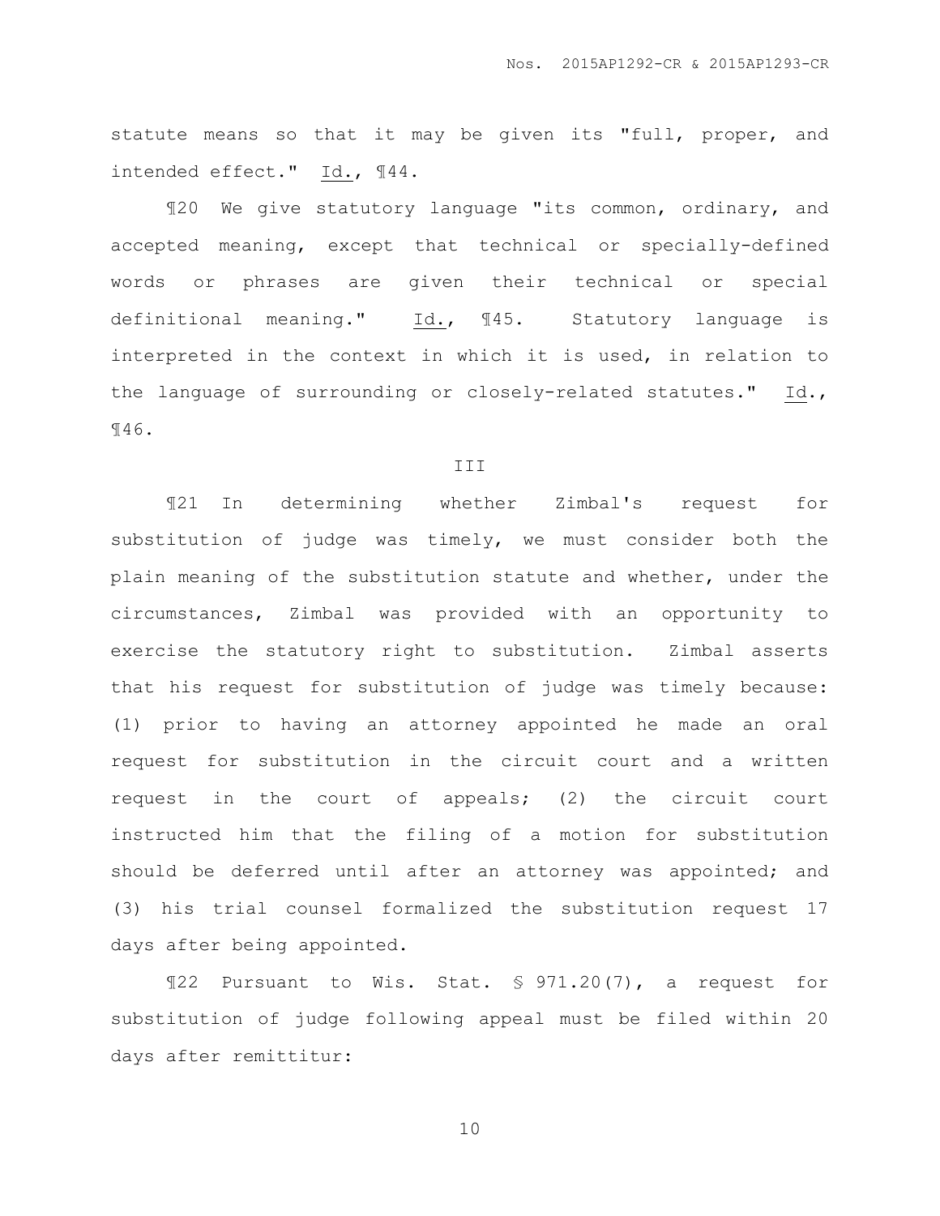statute means so that it may be given its "full, proper, and intended effect." Id., ¶44.

¶20 We give statutory language "its common, ordinary, and accepted meaning, except that technical or specially-defined words or phrases are given their technical or special definitional meaning." Id., ¶45. Statutory language is interpreted in the context in which it is used, in relation to the language of surrounding or closely-related statutes." Id., ¶46.

## III

¶21 In determining whether Zimbal's request for substitution of judge was timely, we must consider both the plain meaning of the substitution statute and whether, under the circumstances, Zimbal was provided with an opportunity to exercise the statutory right to substitution. Zimbal asserts that his request for substitution of judge was timely because: (1) prior to having an attorney appointed he made an oral request for substitution in the circuit court and a written request in the court of appeals; (2) the circuit court instructed him that the filing of a motion for substitution should be deferred until after an attorney was appointed; and (3) his trial counsel formalized the substitution request 17 days after being appointed.

¶22 Pursuant to Wis. Stat. § 971.20(7), a request for substitution of judge following appeal must be filed within 20 days after remittitur: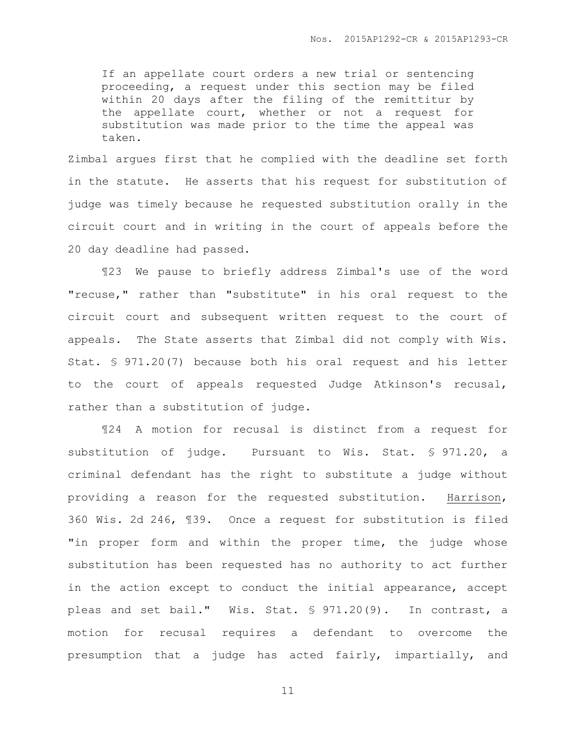> If an appellate court orders a new trial or sentencing proceeding, a request under this section may be filed within 20 days after the filing of the remittitur by the appellate court, whether or not a request for substitution was made prior to the time the appeal was taken.

Zimbal argues first that he complied with the deadline set forth in the statute. He asserts that his request for substitution of judge was timely because he requested substitution orally in the circuit court and in writing in the court of appeals before the 20 day deadline had passed.

¶23 We pause to briefly address Zimbal's use of the word "recuse," rather than "substitute" in his oral request to the circuit court and subsequent written request to the court of appeals. The State asserts that Zimbal did not comply with Wis. Stat. § 971.20(7) because both his oral request and his letter to the court of appeals requested Judge Atkinson's recusal, rather than a substitution of judge.

¶24 A motion for recusal is distinct from a request for substitution of judge. Pursuant to Wis. Stat. § 971.20, a criminal defendant has the right to substitute a judge without providing a reason for the requested substitution. Harrison, 360 Wis. 2d 246, ¶39. Once a request for substitution is filed "in proper form and within the proper time, the judge whose substitution has been requested has no authority to act further in the action except to conduct the initial appearance, accept pleas and set bail." Wis. Stat. § 971.20(9). In contrast, a motion for recusal requires a defendant to overcome the presumption that a judge has acted fairly, impartially, and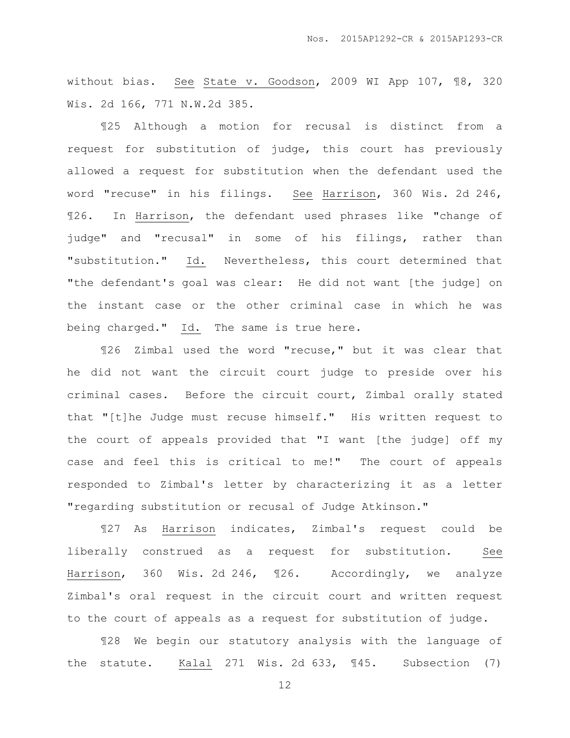without bias. See State v. Goodson, 2009 WI App 107, ¶8, 320 Wis. 2d 166, 771 N.W.2d 385.

¶25 Although a motion for recusal is distinct from a request for substitution of judge, this court has previously allowed a request for substitution when the defendant used the word "recuse" in his filings. See Harrison, 360 Wis. 2d 246, ¶26. In Harrison, the defendant used phrases like "change of judge" and "recusal" in some of his filings, rather than "substitution." Id. Nevertheless, this court determined that "the defendant's goal was clear: He did not want [the judge] on the instant case or the other criminal case in which he was being charged." Id. The same is true here.

¶26 Zimbal used the word "recuse," but it was clear that he did not want the circuit court judge to preside over his criminal cases. Before the circuit court, Zimbal orally stated that "[t]he Judge must recuse himself." His written request to the court of appeals provided that "I want [the judge] off my case and feel this is critical to me!" The court of appeals responded to Zimbal's letter by characterizing it as a letter "regarding substitution or recusal of Judge Atkinson."

¶27 As Harrison indicates, Zimbal's request could be liberally construed as a request for substitution. See Harrison, 360 Wis. 2d 246, ¶26. Accordingly, we analyze Zimbal's oral request in the circuit court and written request to the court of appeals as a request for substitution of judge.

¶28 We begin our statutory analysis with the language of the statute. Kalal 271 Wis. 2d 633, ¶45. Subsection (7)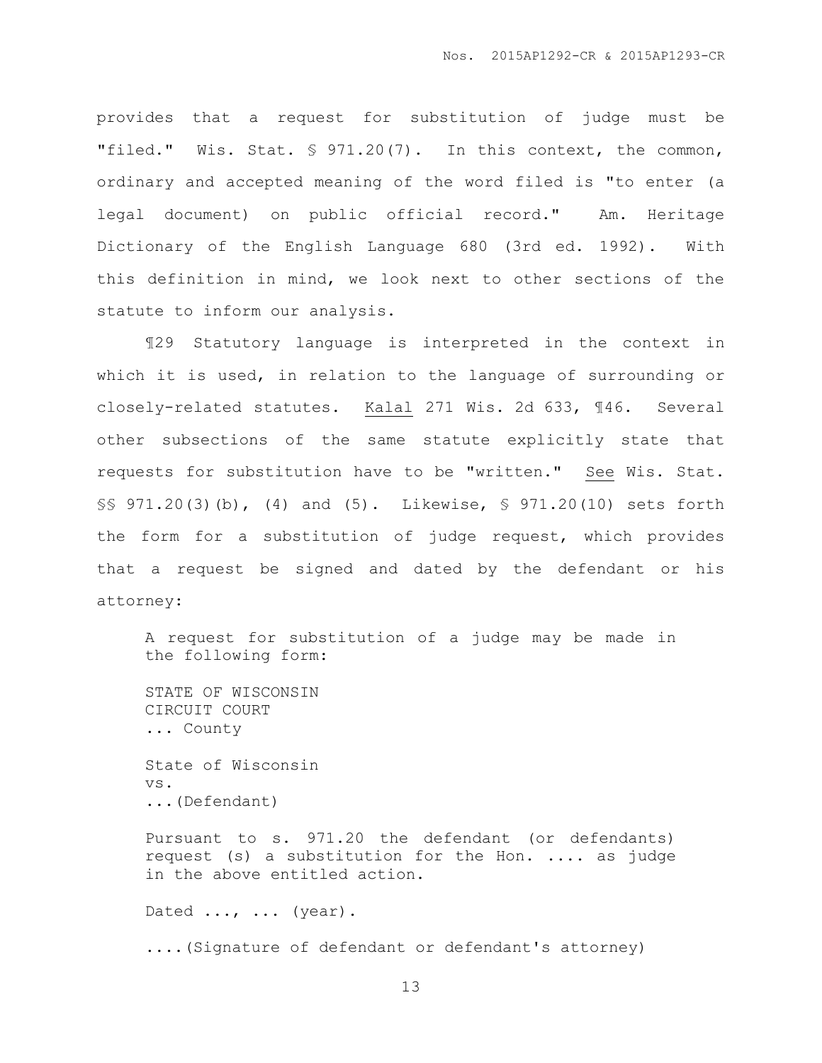provides that a request for substitution of judge must be "filed." Wis. Stat. § 971.20(7). In this context, the common, ordinary and accepted meaning of the word filed is "to enter (a legal document) on public official record." Am. Heritage Dictionary of the English Language 680 (3rd ed. 1992). With this definition in mind, we look next to other sections of the statute to inform our analysis.

¶29 Statutory language is interpreted in the context in which it is used, in relation to the language of surrounding or closely-related statutes. Kalal 271 Wis. 2d 633, ¶46. Several other subsections of the same statute explicitly state that requests for substitution have to be "written." *See* Wis. Stat. §§ 971.20(3)(b), (4) and (5). Likewise, § 971.20(10) sets forth the form for a substitution of judge request, which provides that a request be signed and dated by the defendant or his attorney:

> A request for substitution of a judge may be made in the following form:
>
> STATE OF WISCONSIN  
> CIRCUIT COURT  
> ... County
>
> State of Wisconsin  
> vs.  
> ...(Defendant)
>
> Pursuant to s. 971.20 the defendant (or defendants) request (s) a substitution for the Hon. .... as judge in the above entitled action.
>
> Dated ..., ... (year).
>
> ....(Signature of defendant or defendant's attorney)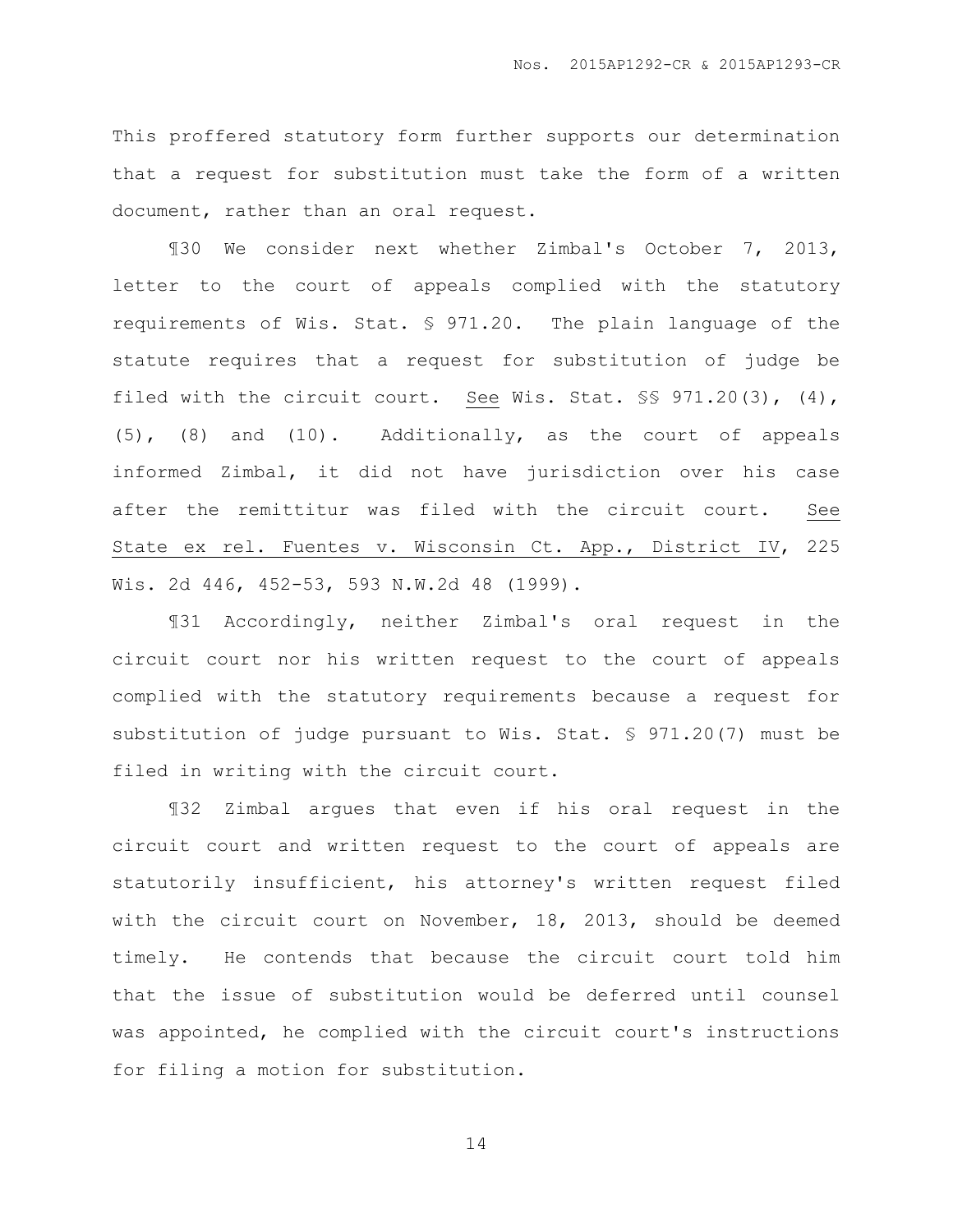This proffered statutory form further supports our determination that a request for substitution must take the form of a written document, rather than an oral request.

¶30 We consider next whether Zimbal's October 7, 2013, letter to the court of appeals complied with the statutory requirements of Wis. Stat. § 971.20. The plain language of the statute requires that a request for substitution of judge be filed with the circuit court. See Wis. Stat. §§ 971.20(3), (4), (5), (8) and (10). Additionally, as the court of appeals informed Zimbal, it did not have jurisdiction over his case after the remittitur was filed with the circuit court. See State ex rel. Fuentes v. Wisconsin Ct. App., District IV, 225 Wis. 2d 446, 452-53, 593 N.W.2d 48 (1999).

¶31 Accordingly, neither Zimbal's oral request in the circuit court nor his written request to the court of appeals complied with the statutory requirements because a request for substitution of judge pursuant to Wis. Stat. § 971.20(7) must be filed in writing with the circuit court.

¶32 Zimbal argues that even if his oral request in the circuit court and written request to the court of appeals are statutorily insufficient, his attorney's written request filed with the circuit court on November, 18, 2013, should be deemed timely. He contends that because the circuit court told him that the issue of substitution would be deferred until counsel was appointed, he complied with the circuit court's instructions for filing a motion for substitution.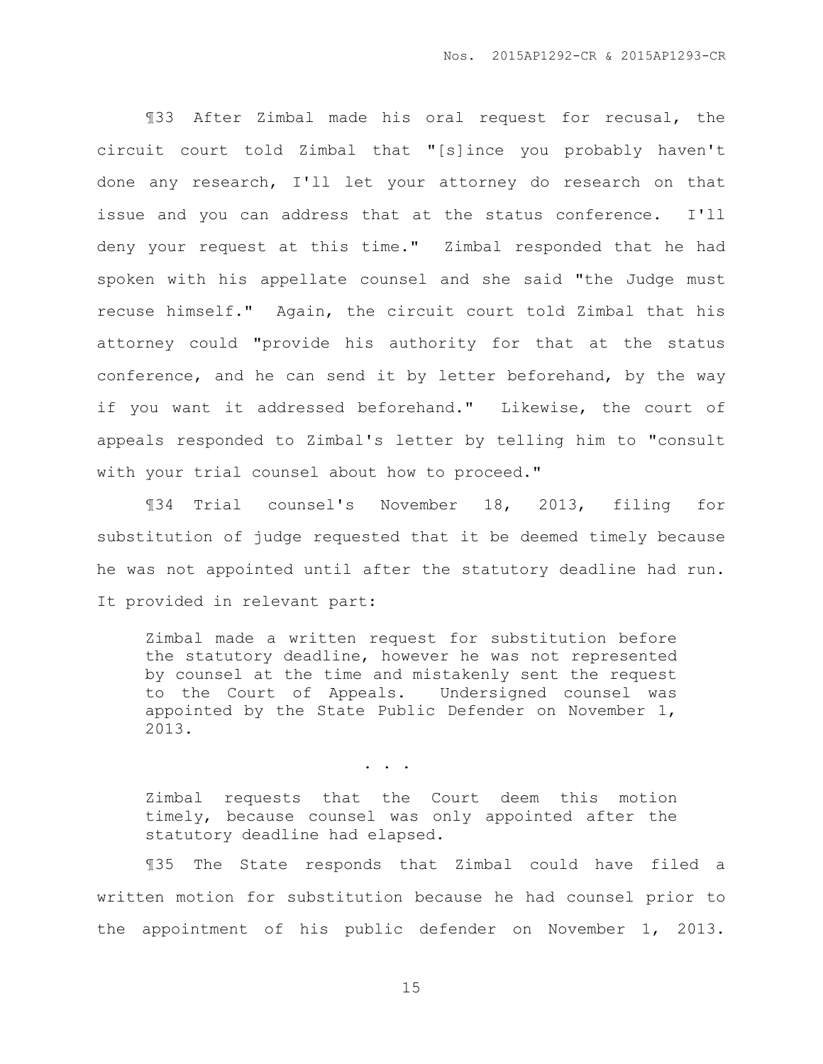¶33 After Zimbal made his oral request for recusal, the circuit court told Zimbal that "[s]ince you probably haven't done any research, I'll let your attorney do research on that issue and you can address that at the status conference. I'll deny your request at this time." Zimbal responded that he had spoken with his appellate counsel and she said "the Judge must recuse himself." Again, the circuit court told Zimbal that his attorney could "provide his authority for that at the status conference, and he can send it by letter beforehand, by the way if you want it addressed beforehand." Likewise, the court of appeals responded to Zimbal's letter by telling him to "consult with your trial counsel about how to proceed."

¶34 Trial counsel's November 18, 2013, filing for substitution of judge requested that it be deemed timely because he was not appointed until after the statutory deadline had run. It provided in relevant part:

> Zimbal made a written request for substitution before the statutory deadline, however he was not represented by counsel at the time and mistakenly sent the request to the Court of Appeals. Undersigned counsel was appointed by the State Public Defender on November 1, 2013.
>
> . . .
>
> Zimbal requests that the Court deem this motion timely, because counsel was only appointed after the statutory deadline had elapsed.

¶35 The State responds that Zimbal could have filed a written motion for substitution because he had counsel prior to the appointment of his public defender on November 1, 2013.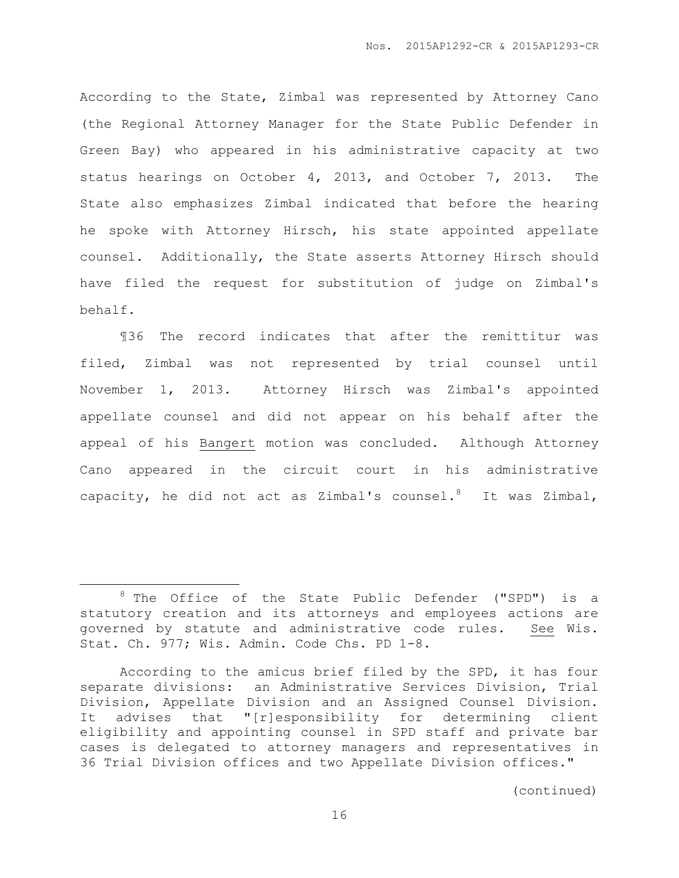According to the State, Zimbal was represented by Attorney Cano (the Regional Attorney Manager for the State Public Defender in Green Bay) who appeared in his administrative capacity at two status hearings on October 4, 2013, and October 7, 2013. The State also emphasizes Zimbal indicated that before the hearing he spoke with Attorney Hirsch, his state appointed appellate counsel. Additionally, the State asserts Attorney Hirsch should have filed the request for substitution of judge on Zimbal's behalf.

¶36 The record indicates that after the remittitur was filed, Zimbal was not represented by trial counsel until November 1, 2013. Attorney Hirsch was Zimbal's appointed appellate counsel and did not appear on his behalf after the appeal of his Bangert motion was concluded. Although Attorney Cano appeared in the circuit court in his administrative capacity, he did not act as Zimbal's counsel.[8] It was Zimbal,

---

[8] The Office of the State Public Defender ("SPD") is a statutory creation and its attorneys and employees actions are governed by statute and administrative code rules. See Wis. Stat. Ch. 977; Wis. Admin. Code Chs. PD 1-8.

According to the amicus brief filed by the SPD, it has four separate divisions: an Administrative Services Division, Trial Division, Appellate Division and an Assigned Counsel Division. It advises that "[r]esponsibility for determining client eligibility and appointing counsel in SPD staff and private bar cases is delegated to attorney managers and representatives in 36 Trial Division offices and two Appellate Division offices."

(continued)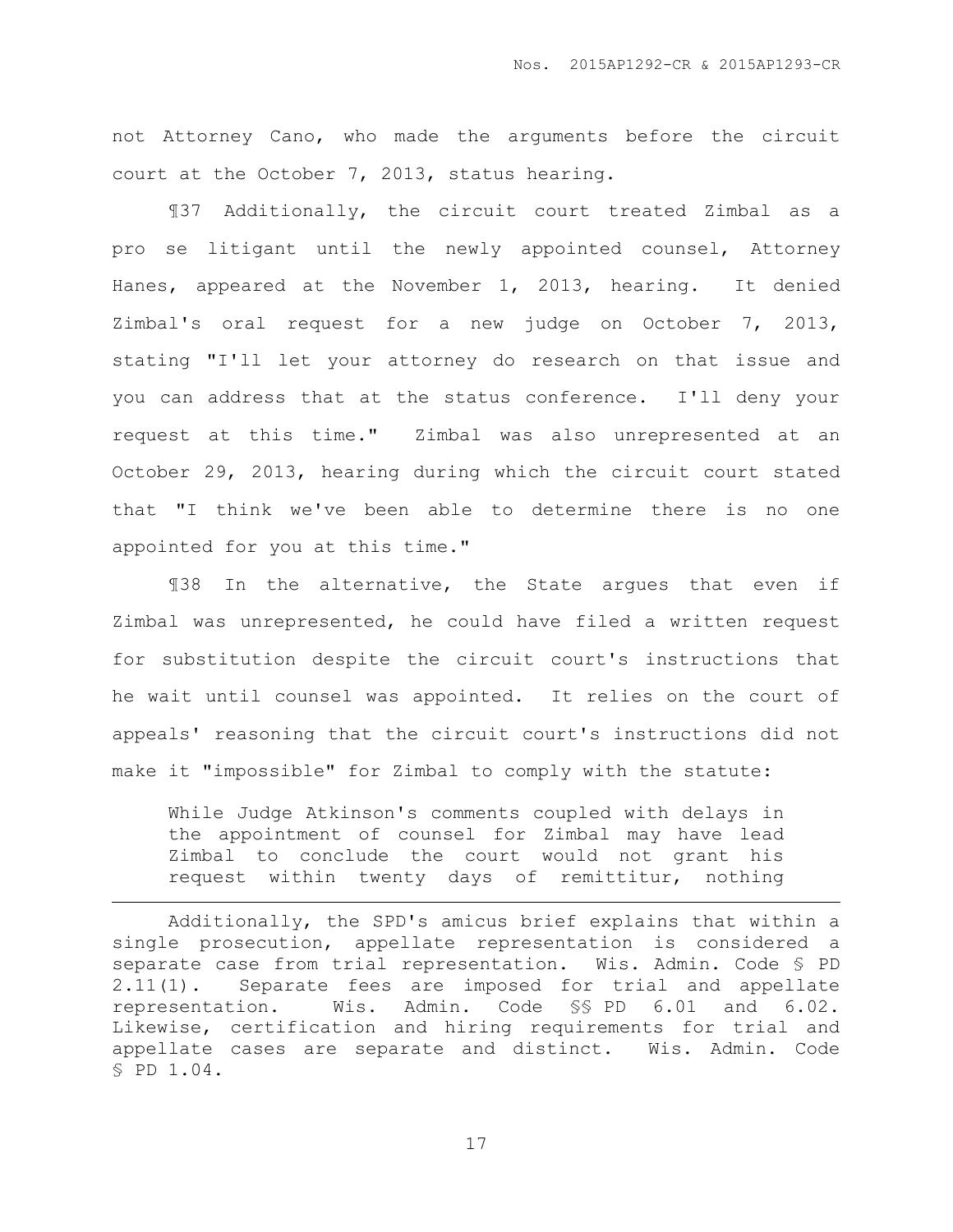not Attorney Cano, who made the arguments before the circuit court at the October 7, 2013, status hearing.

¶37 Additionally, the circuit court treated Zimbal as a pro se litigant until the newly appointed counsel, Attorney Hanes, appeared at the November 1, 2013, hearing. It denied Zimbal's oral request for a new judge on October 7, 2013, stating "I'll let your attorney do research on that issue and you can address that at the status conference. I'll deny your request at this time." Zimbal was also unrepresented at an October 29, 2013, hearing during which the circuit court stated that "I think we've been able to determine there is no one appointed for you at this time."

¶38 In the alternative, the State argues that even if Zimbal was unrepresented, he could have filed a written request for substitution despite the circuit court's instructions that he wait until counsel was appointed. It relies on the court of appeals' reasoning that the circuit court's instructions did not make it "impossible" for Zimbal to comply with the statute:

> While Judge Atkinson's comments coupled with delays in the appointment of counsel for Zimbal may have lead Zimbal to conclude the court would not grant his request within twenty days of remittitur, nothing

---

Additionally, the SPD's amicus brief explains that within a single prosecution, appellate representation is considered a separate case from trial representation. Wis. Admin. Code § PD 2.11(1). Separate fees are imposed for trial and appellate representation. Wis. Admin. Code §§ PD 6.01 and 6.02. Likewise, certification and hiring requirements for trial and appellate cases are separate and distinct. Wis. Admin. Code § PD 1.04.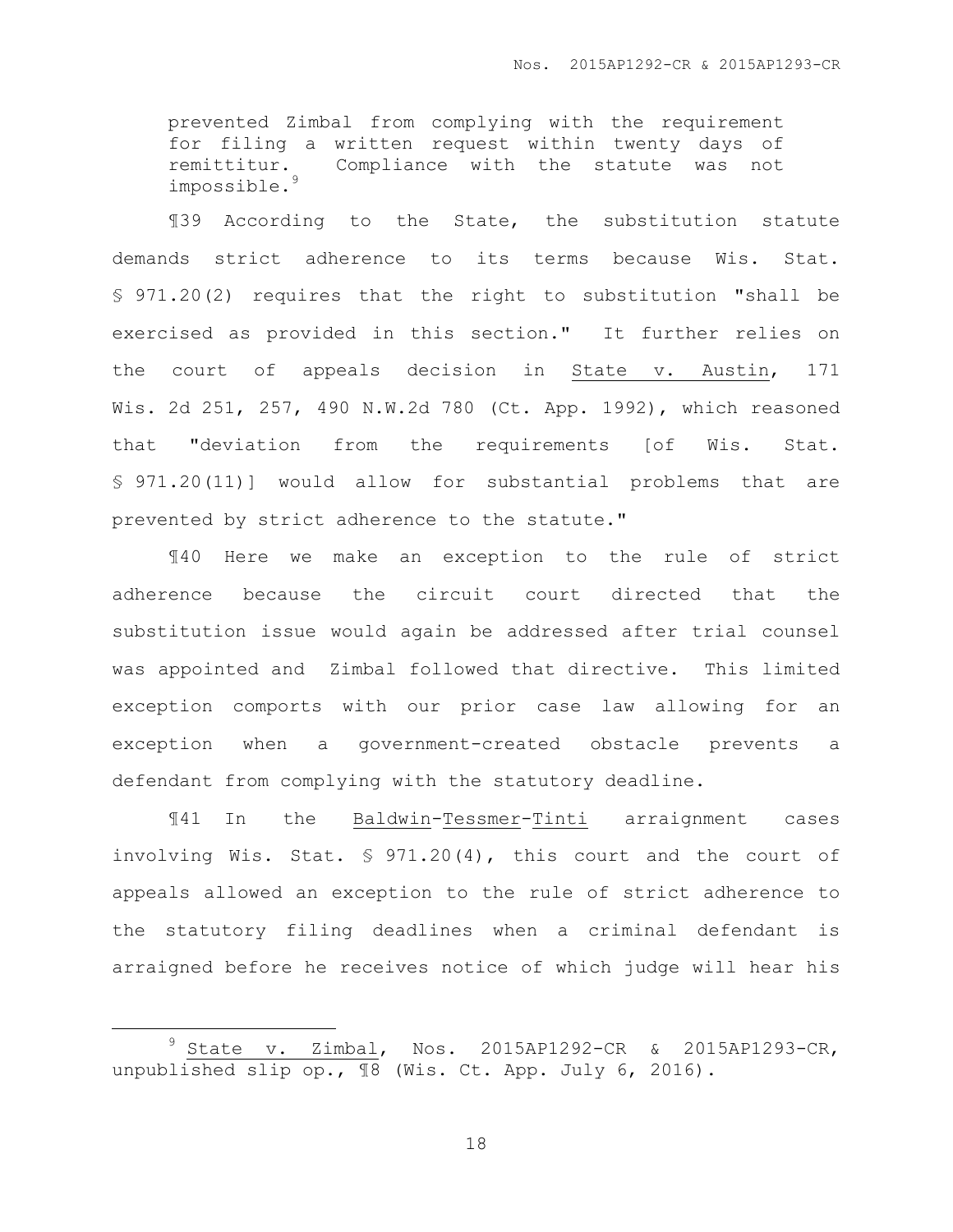> prevented Zimbal from complying with the requirement for filing a written request within twenty days of remittitur. Compliance with the statute was not impossible.[9]

¶39 According to the State, the substitution statute demands strict adherence to its terms because Wis. Stat. § 971.20(2) requires that the right to substitution "shall be exercised as provided in this section." It further relies on the court of appeals decision in State v. Austin, 171 Wis. 2d 251, 257, 490 N.W.2d 780 (Ct. App. 1992), which reasoned that "deviation from the requirements [of Wis. Stat. § 971.20(11)] would allow for substantial problems that are prevented by strict adherence to the statute."

¶40 Here we make an exception to the rule of strict adherence because the circuit court directed that the substitution issue would again be addressed after trial counsel was appointed and Zimbal followed that directive. This limited exception comports with our prior case law allowing for an exception when a government-created obstacle prevents a defendant from complying with the statutory deadline.

¶41 In the Baldwin-Tessmer-Tinti arraignment cases involving Wis. Stat. § 971.20(4), this court and the court of appeals allowed an exception to the rule of strict adherence to the statutory filing deadlines when a criminal defendant is arraigned before he receives notice of which judge will hear his

---

[9] State v. Zimbal, Nos. 2015AP1292-CR & 2015AP1293-CR, unpublished slip op., ¶8 (Wis. Ct. App. July 6, 2016).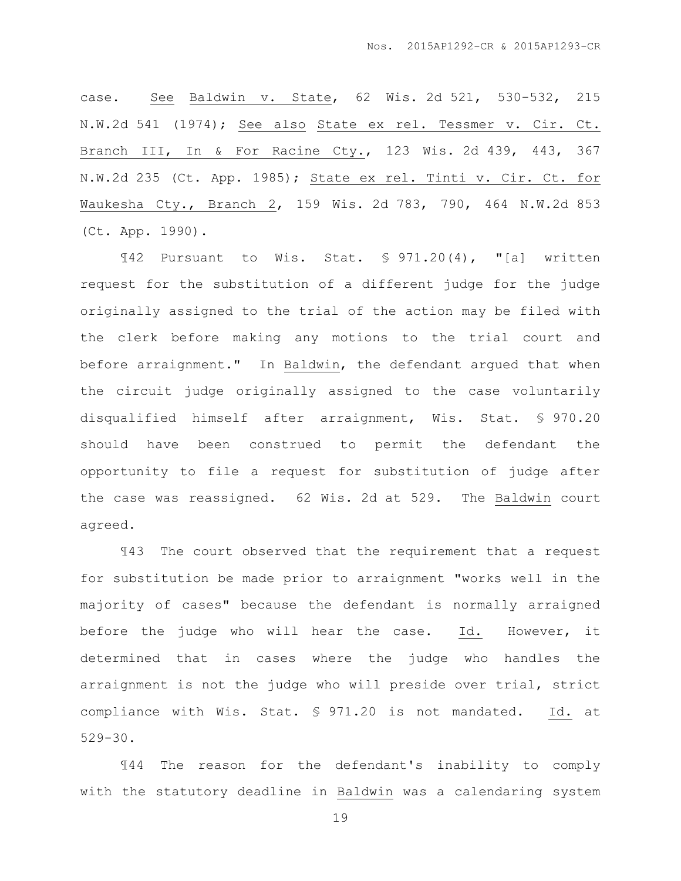case. See Baldwin v. State, 62 Wis. 2d 521, 530-532, 215 N.W.2d 541 (1974); See also State ex rel. Tessmer v. Cir. Ct. Branch III, In & For Racine Cty., 123 Wis. 2d 439, 443, 367 N.W.2d 235 (Ct. App. 1985); State ex rel. Tinti v. Cir. Ct. for Waukesha Cty., Branch 2, 159 Wis. 2d 783, 790, 464 N.W.2d 853 (Ct. App. 1990).

¶42 Pursuant to Wis. Stat. § 971.20(4), "[a] written request for the substitution of a different judge for the judge originally assigned to the trial of the action may be filed with the clerk before making any motions to the trial court and before arraignment." In Baldwin, the defendant argued that when the circuit judge originally assigned to the case voluntarily disqualified himself after arraignment, Wis. Stat. § 970.20 should have been construed to permit the defendant the opportunity to file a request for substitution of judge after the case was reassigned. 62 Wis. 2d at 529. The Baldwin court agreed.

¶43 The court observed that the requirement that a request for substitution be made prior to arraignment "works well in the majority of cases" because the defendant is normally arraigned before the judge who will hear the case. Id. However, it determined that in cases where the judge who handles the arraignment is not the judge who will preside over trial, strict compliance with Wis. Stat. § 971.20 is not mandated. Id. at 529-30.

¶44 The reason for the defendant's inability to comply with the statutory deadline in Baldwin was a calendaring system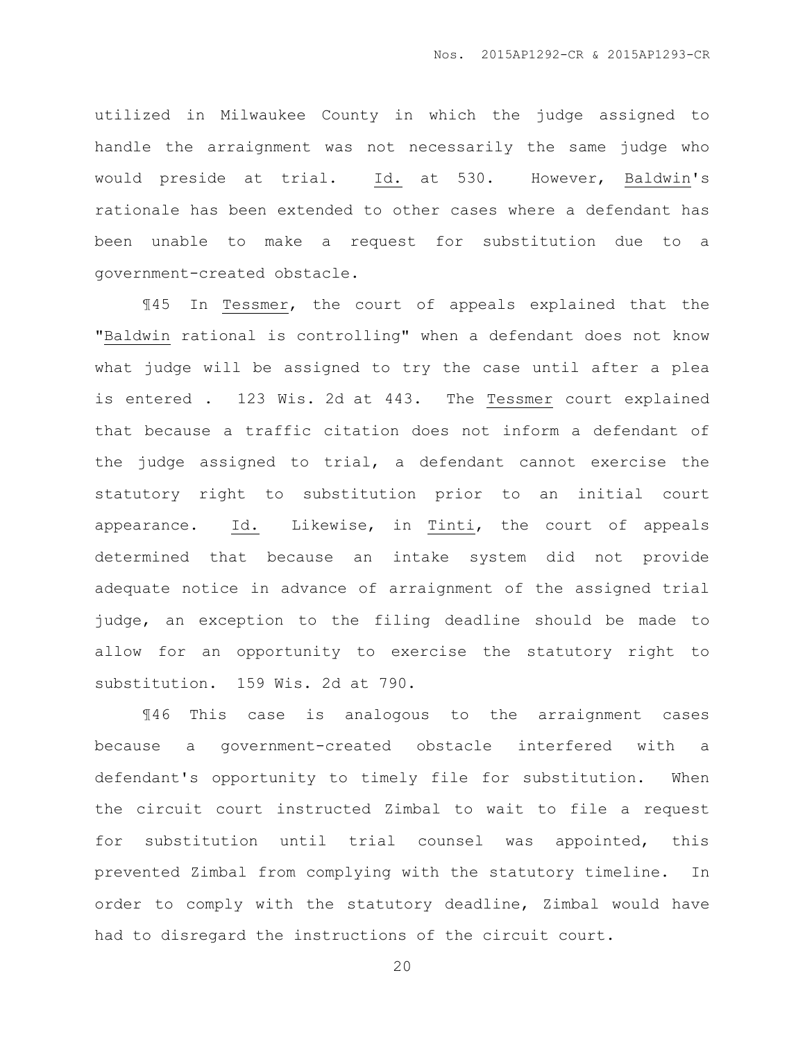utilized in Milwaukee County in which the judge assigned to handle the arraignment was not necessarily the same judge who would preside at trial. Id. at 530. However, Baldwin's rationale has been extended to other cases where a defendant has been unable to make a request for substitution due to a government-created obstacle.

¶45 In Tessmer, the court of appeals explained that the "Baldwin rational is controlling" when a defendant does not know what judge will be assigned to try the case until after a plea is entered . 123 Wis. 2d at 443. The Tessmer court explained that because a traffic citation does not inform a defendant of the judge assigned to trial, a defendant cannot exercise the statutory right to substitution prior to an initial court appearance. Id. Likewise, in Tinti, the court of appeals determined that because an intake system did not provide adequate notice in advance of arraignment of the assigned trial judge, an exception to the filing deadline should be made to allow for an opportunity to exercise the statutory right to substitution. 159 Wis. 2d at 790.

¶46 This case is analogous to the arraignment cases because a government-created obstacle interfered with a defendant's opportunity to timely file for substitution. When the circuit court instructed Zimbal to wait to file a request for substitution until trial counsel was appointed, this prevented Zimbal from complying with the statutory timeline. In order to comply with the statutory deadline, Zimbal would have had to disregard the instructions of the circuit court.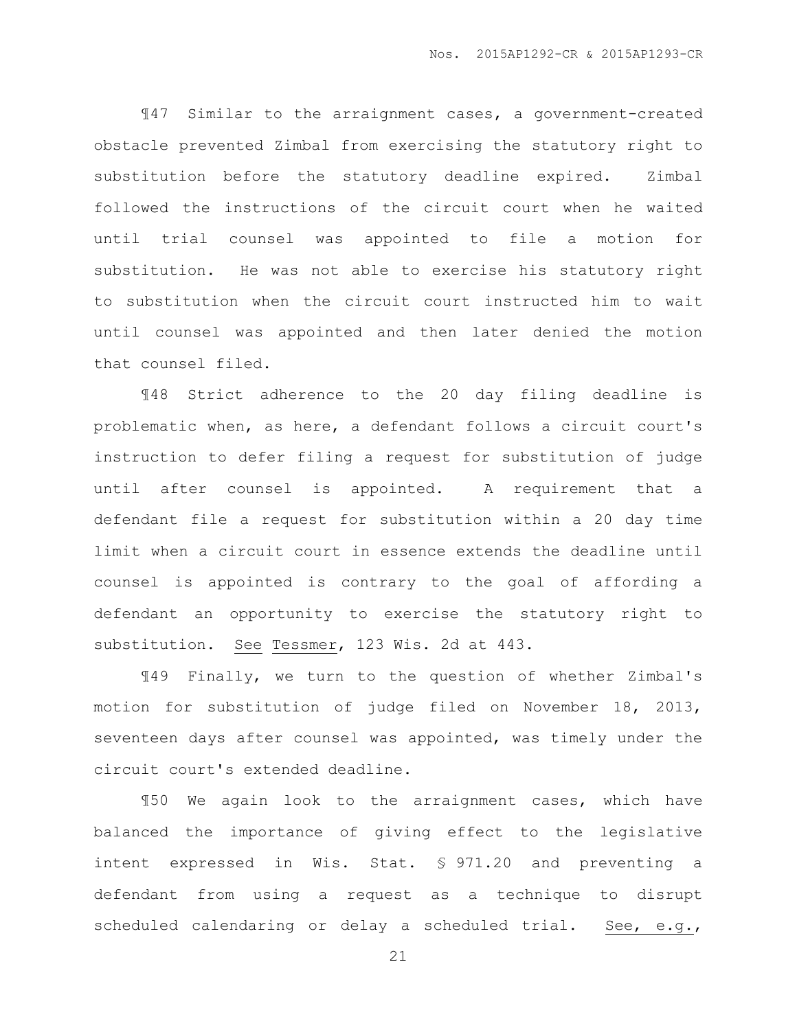¶47 Similar to the arraignment cases, a government-created obstacle prevented Zimbal from exercising the statutory right to substitution before the statutory deadline expired. Zimbal followed the instructions of the circuit court when he waited until trial counsel was appointed to file a motion for substitution. He was not able to exercise his statutory right to substitution when the circuit court instructed him to wait until counsel was appointed and then later denied the motion that counsel filed.

¶48 Strict adherence to the 20 day filing deadline is problematic when, as here, a defendant follows a circuit court's instruction to defer filing a request for substitution of judge until after counsel is appointed. A requirement that a defendant file a request for substitution within a 20 day time limit when a circuit court in essence extends the deadline until counsel is appointed is contrary to the goal of affording a defendant an opportunity to exercise the statutory right to substitution. See Tessmer, 123 Wis. 2d at 443.

¶49 Finally, we turn to the question of whether Zimbal's motion for substitution of judge filed on November 18, 2013, seventeen days after counsel was appointed, was timely under the circuit court's extended deadline.

¶50 We again look to the arraignment cases, which have balanced the importance of giving effect to the legislative intent expressed in Wis. Stat. § 971.20 and preventing a defendant from using a request as a technique to disrupt scheduled calendaring or delay a scheduled trial. See, e.g.,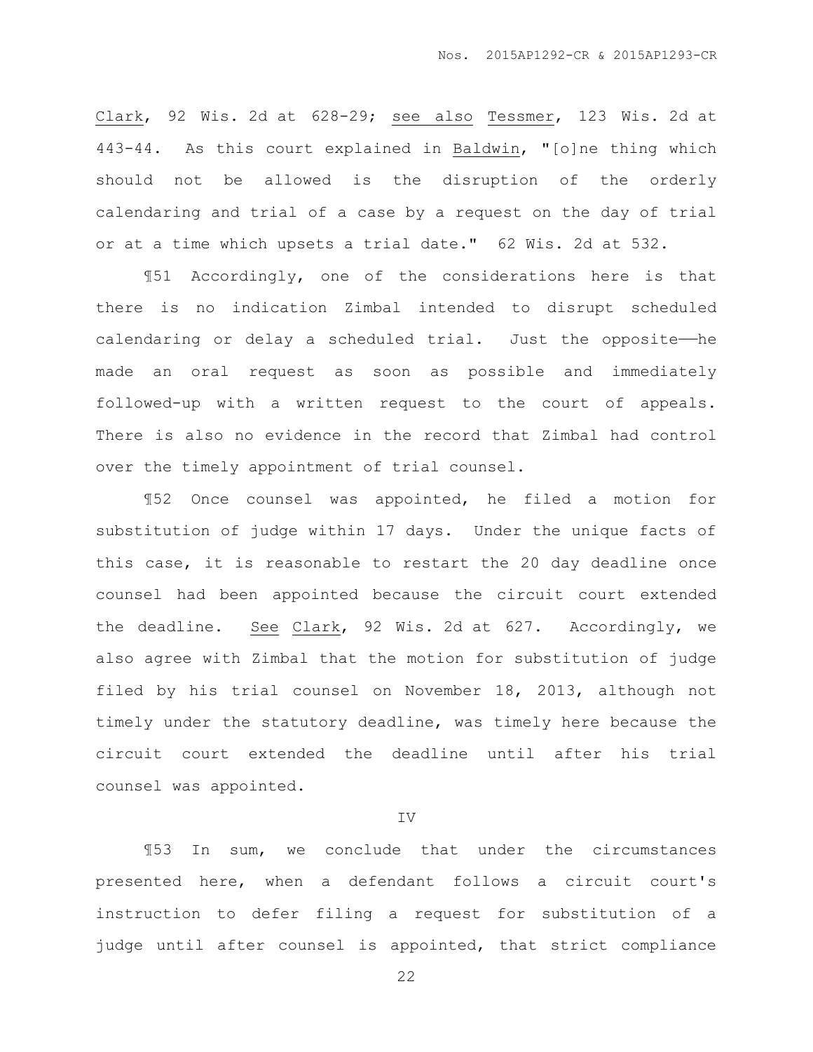Clark, 92 Wis. 2d at 628-29; see also Tessmer, 123 Wis. 2d at 443-44. As this court explained in Baldwin, "[o]ne thing which should not be allowed is the disruption of the orderly calendaring and trial of a case by a request on the day of trial or at a time which upsets a trial date." 62 Wis. 2d at 532.

¶51 Accordingly, one of the considerations here is that there is no indication Zimbal intended to disrupt scheduled calendaring or delay a scheduled trial. Just the opposite——he made an oral request as soon as possible and immediately followed-up with a written request to the court of appeals. There is also no evidence in the record that Zimbal had control over the timely appointment of trial counsel.

¶52 Once counsel was appointed, he filed a motion for substitution of judge within 17 days. Under the unique facts of this case, it is reasonable to restart the 20 day deadline once counsel had been appointed because the circuit court extended the deadline. See Clark, 92 Wis. 2d at 627. Accordingly, we also agree with Zimbal that the motion for substitution of judge filed by his trial counsel on November 18, 2013, although not timely under the statutory deadline, was timely here because the circuit court extended the deadline until after his trial counsel was appointed.

## IV

¶53 In sum, we conclude that under the circumstances presented here, when a defendant follows a circuit court's instruction to defer filing a request for substitution of a judge until after counsel is appointed, that strict compliance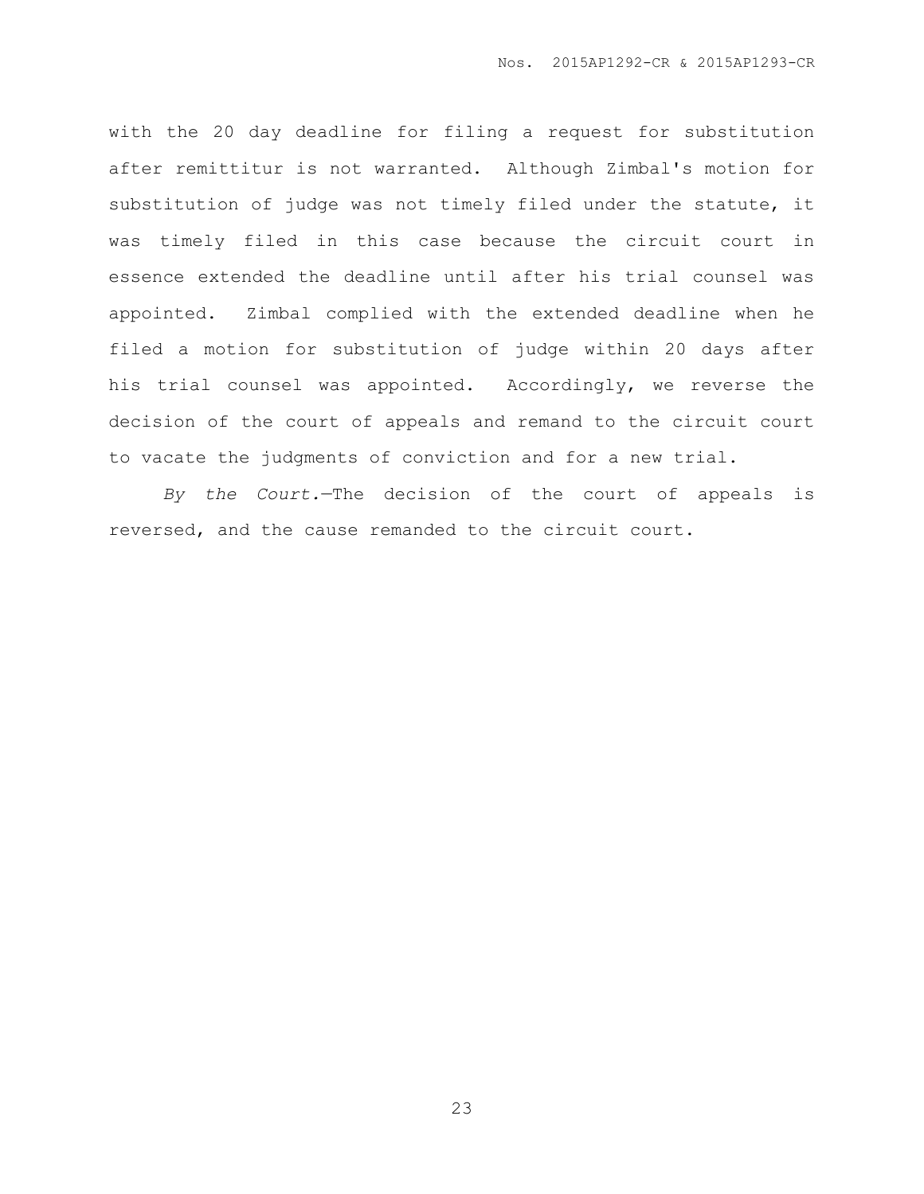with the 20 day deadline for filing a request for substitution after remittitur is not warranted. Although Zimbal's motion for substitution of judge was not timely filed under the statute, it was timely filed in this case because the circuit court in essence extended the deadline until after his trial counsel was appointed. Zimbal complied with the extended deadline when he filed a motion for substitution of judge within 20 days after his trial counsel was appointed. Accordingly, we reverse the decision of the court of appeals and remand to the circuit court to vacate the judgments of conviction and for a new trial.

*By the Court.*—The decision of the court of appeals is reversed, and the cause remanded to the circuit court.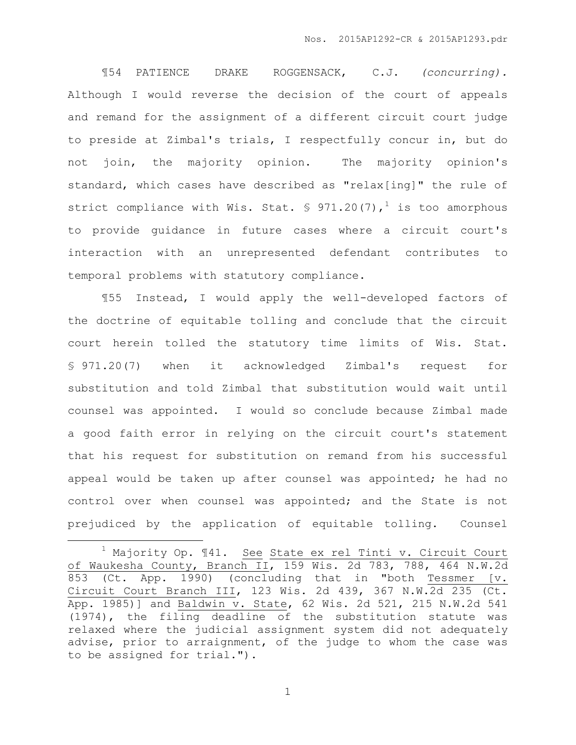¶54 PATIENCE DRAKE ROGGENSACK, C.J. *(concurring).* Although I would reverse the decision of the court of appeals and remand for the assignment of a different circuit court judge to preside at Zimbal's trials, I respectfully concur in, but do not join, the majority opinion. The majority opinion's standard, which cases have described as "relax[ing]" the rule of strict compliance with Wis. Stat. § 971.20(7),[1] is too amorphous to provide guidance in future cases where a circuit court's interaction with an unrepresented defendant contributes to temporal problems with statutory compliance.

¶55 Instead, I would apply the well-developed factors of the doctrine of equitable tolling and conclude that the circuit court herein tolled the statutory time limits of Wis. Stat. § 971.20(7) when it acknowledged Zimbal's request for substitution and told Zimbal that substitution would wait until counsel was appointed. I would so conclude because Zimbal made a good faith error in relying on the circuit court's statement that his request for substitution on remand from his successful appeal would be taken up after counsel was appointed; he had no control over when counsel was appointed; and the State is not prejudiced by the application of equitable tolling. Counsel

---

[1] Majority Op. ¶41. See State ex rel Tinti v. Circuit Court of Waukesha County, Branch II, 159 Wis. 2d 783, 788, 464 N.W.2d 853 (Ct. App. 1990) (concluding that in "both Tessmer [v. Circuit Court Branch III, 123 Wis. 2d 439, 367 N.W.2d 235 (Ct. App. 1985)] and Baldwin v. State, 62 Wis. 2d 521, 215 N.W.2d 541 (1974), the filing deadline of the substitution statute was relaxed where the judicial assignment system did not adequately advise, prior to arraignment, of the judge to whom the case was to be assigned for trial.").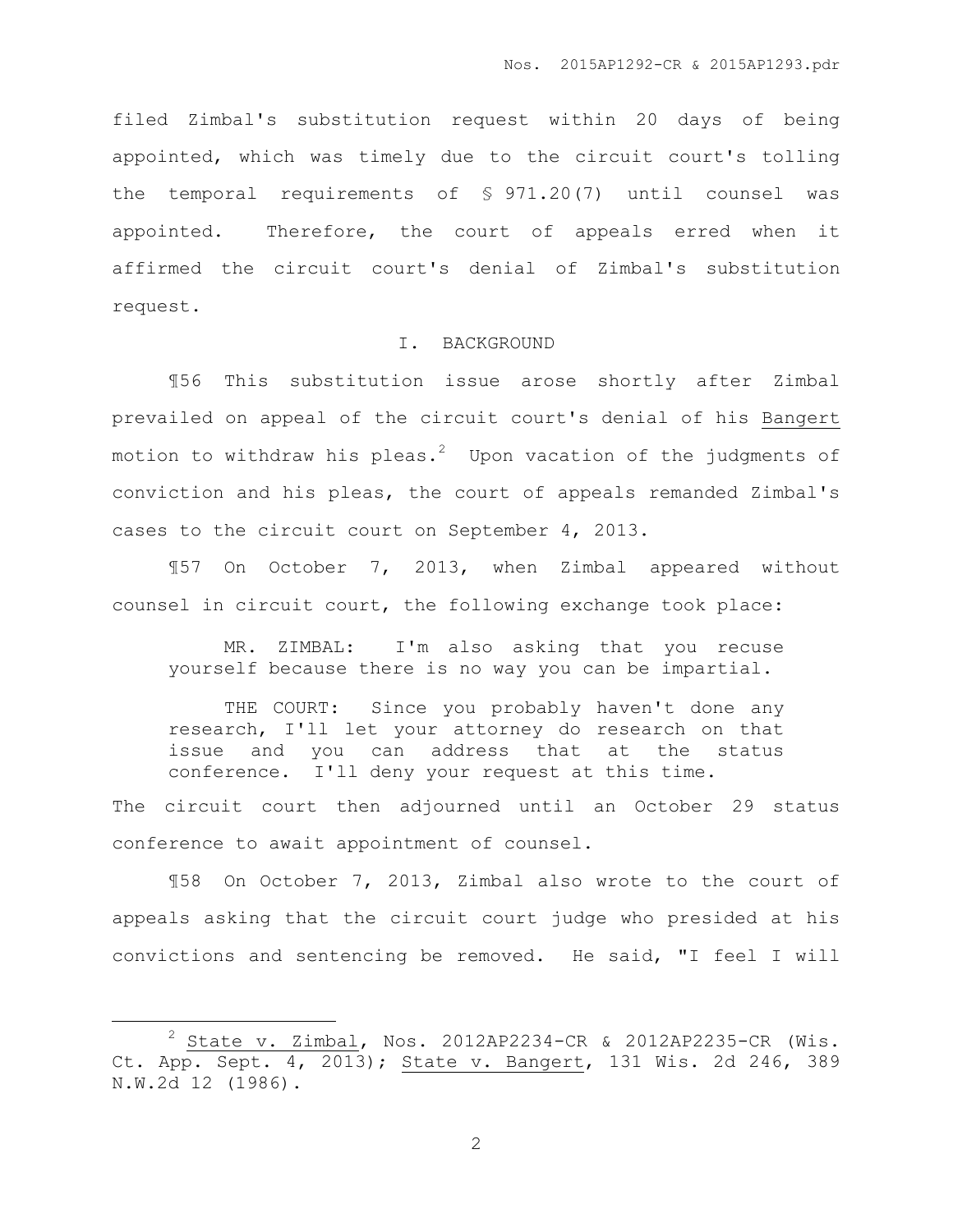filed Zimbal's substitution request within 20 days of being appointed, which was timely due to the circuit court's tolling the temporal requirements of § 971.20(7) until counsel was appointed. Therefore, the court of appeals erred when it affirmed the circuit court's denial of Zimbal's substitution request.

I. BACKGROUND

¶56 This substitution issue arose shortly after Zimbal prevailed on appeal of the circuit court's denial of his Bangert motion to withdraw his pleas.[2] Upon vacation of the judgments of conviction and his pleas, the court of appeals remanded Zimbal's cases to the circuit court on September 4, 2013.

¶57 On October 7, 2013, when Zimbal appeared without counsel in circuit court, the following exchange took place:

> MR. ZIMBAL: I'm also asking that you recuse yourself because there is no way you can be impartial.
>
> THE COURT: Since you probably haven't done any research, I'll let your attorney do research on that issue and you can address that at the status conference. I'll deny your request at this time.

The circuit court then adjourned until an October 29 status conference to await appointment of counsel.

¶58 On October 7, 2013, Zimbal also wrote to the court of appeals asking that the circuit court judge who presided at his convictions and sentencing be removed. He said, "I feel I will

---

[2] State v. Zimbal, Nos. 2012AP2234-CR & 2012AP2235-CR (Wis. Ct. App. Sept. 4, 2013); State v. Bangert, 131 Wis. 2d 246, 389 N.W.2d 12 (1986).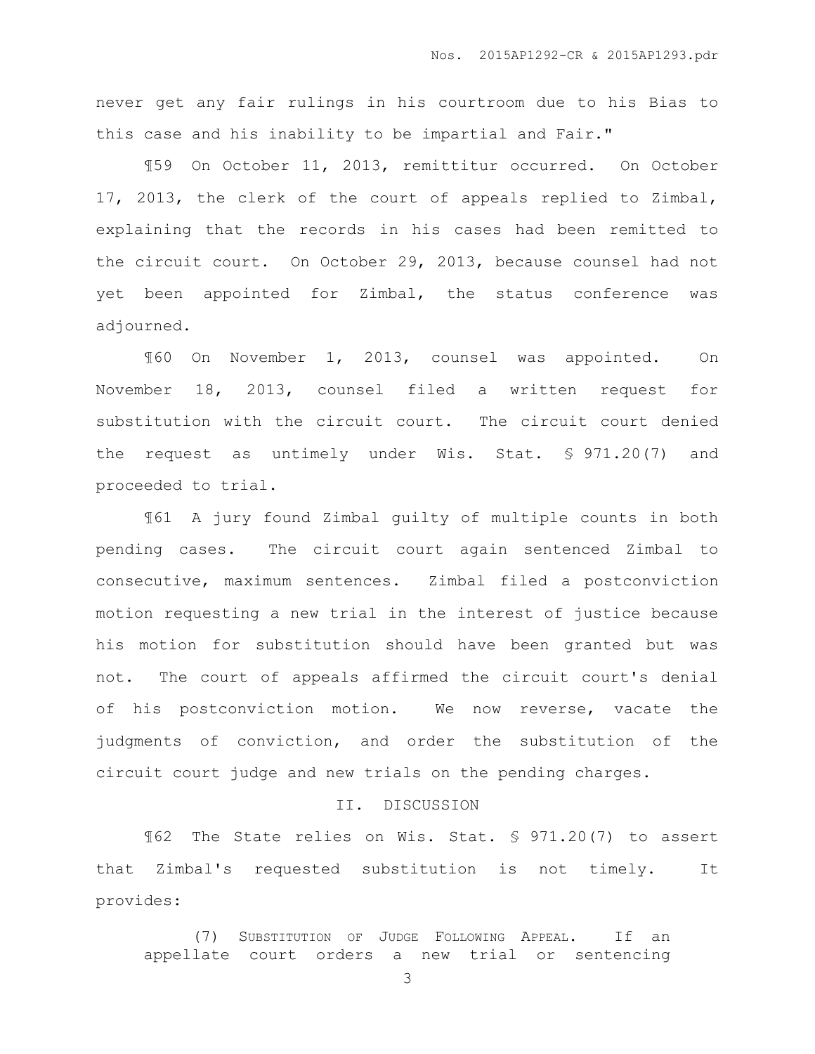never get any fair rulings in his courtroom due to his Bias to this case and his inability to be impartial and Fair."

¶59 On October 11, 2013, remittitur occurred. On October 17, 2013, the clerk of the court of appeals replied to Zimbal, explaining that the records in his cases had been remitted to the circuit court. On October 29, 2013, because counsel had not yet been appointed for Zimbal, the status conference was adjourned.

¶60 On November 1, 2013, counsel was appointed. On November 18, 2013, counsel filed a written request for substitution with the circuit court. The circuit court denied the request as untimely under Wis. Stat. § 971.20(7) and proceeded to trial.

¶61 A jury found Zimbal guilty of multiple counts in both pending cases. The circuit court again sentenced Zimbal to consecutive, maximum sentences. Zimbal filed a postconviction motion requesting a new trial in the interest of justice because his motion for substitution should have been granted but was not. The court of appeals affirmed the circuit court's denial of his postconviction motion. We now reverse, vacate the judgments of conviction, and order the substitution of the circuit court judge and new trials on the pending charges.

## II. DISCUSSION

¶62 The State relies on Wis. Stat. § 971.20(7) to assert that Zimbal's requested substitution is not timely. It provides:

> (7) SUBSTITUTION OF JUDGE FOLLOWING APPEAL. If an appellate court orders a new trial or sentencing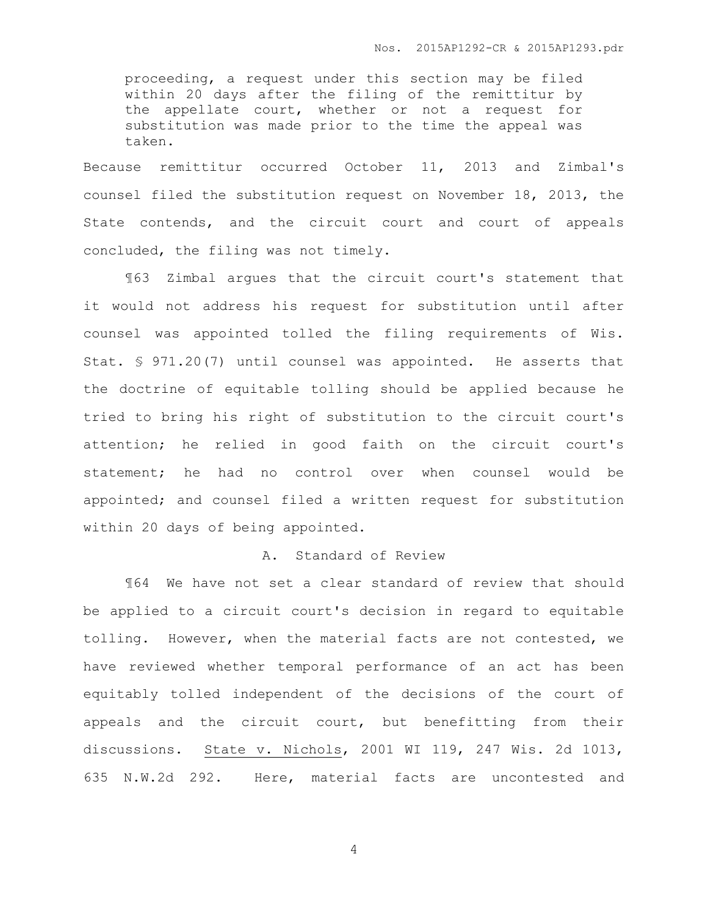> proceeding, a request under this section may be filed within 20 days after the filing of the remittitur by the appellate court, whether or not a request for substitution was made prior to the time the appeal was taken.

Because remittitur occurred October 11, 2013 and Zimbal's counsel filed the substitution request on November 18, 2013, the State contends, and the circuit court and court of appeals concluded, the filing was not timely.

¶63 Zimbal argues that the circuit court's statement that it would not address his request for substitution until after counsel was appointed tolled the filing requirements of Wis. Stat. § 971.20(7) until counsel was appointed. He asserts that the doctrine of equitable tolling should be applied because he tried to bring his right of substitution to the circuit court's attention; he relied in good faith on the circuit court's statement; he had no control over when counsel would be appointed; and counsel filed a written request for substitution within 20 days of being appointed.

### A. Standard of Review

¶64 We have not set a clear standard of review that should be applied to a circuit court's decision in regard to equitable tolling. However, when the material facts are not contested, we have reviewed whether temporal performance of an act has been equitably tolled independent of the decisions of the court of appeals and the circuit court, but benefitting from their discussions. State v. Nichols, 2001 WI 119, 247 Wis. 2d 1013, 635 N.W.2d 292. Here, material facts are uncontested and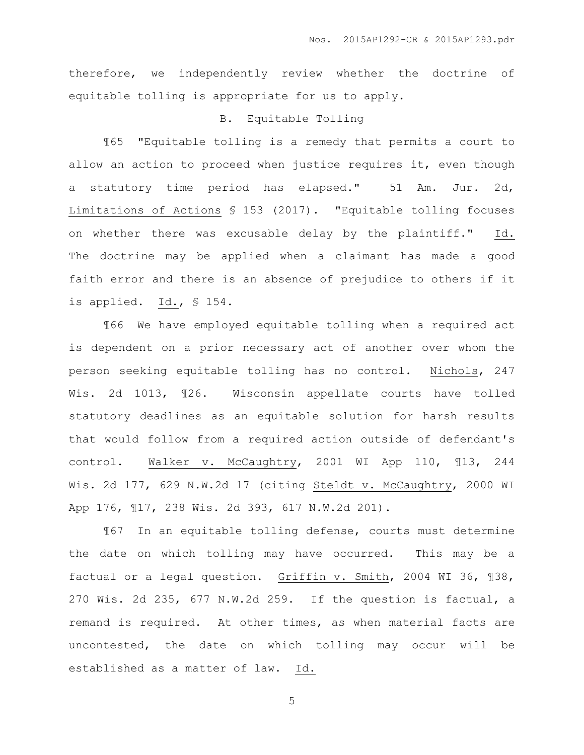therefore, we independently review whether the doctrine of equitable tolling is appropriate for us to apply.

### B. Equitable Tolling

¶65 "Equitable tolling is a remedy that permits a court to allow an action to proceed when justice requires it, even though a statutory time period has elapsed." 51 Am. Jur. 2d, Limitations of Actions § 153 (2017). "Equitable tolling focuses on whether there was excusable delay by the plaintiff." Id. The doctrine may be applied when a claimant has made a good faith error and there is an absence of prejudice to others if it is applied. Id., § 154.

¶66 We have employed equitable tolling when a required act is dependent on a prior necessary act of another over whom the person seeking equitable tolling has no control. Nichols, 247 Wis. 2d 1013, ¶26. Wisconsin appellate courts have tolled statutory deadlines as an equitable solution for harsh results that would follow from a required action outside of defendant's control. Walker v. McCaughtry, 2001 WI App 110, ¶13, 244 Wis. 2d 177, 629 N.W.2d 17 (citing Steldt v. McCaughtry, 2000 WI App 176, ¶17, 238 Wis. 2d 393, 617 N.W.2d 201).

¶67 In an equitable tolling defense, courts must determine the date on which tolling may have occurred. This may be a factual or a legal question. Griffin v. Smith, 2004 WI 36, ¶38, 270 Wis. 2d 235, 677 N.W.2d 259. If the question is factual, a remand is required. At other times, as when material facts are uncontested, the date on which tolling may occur will be established as a matter of law. Id.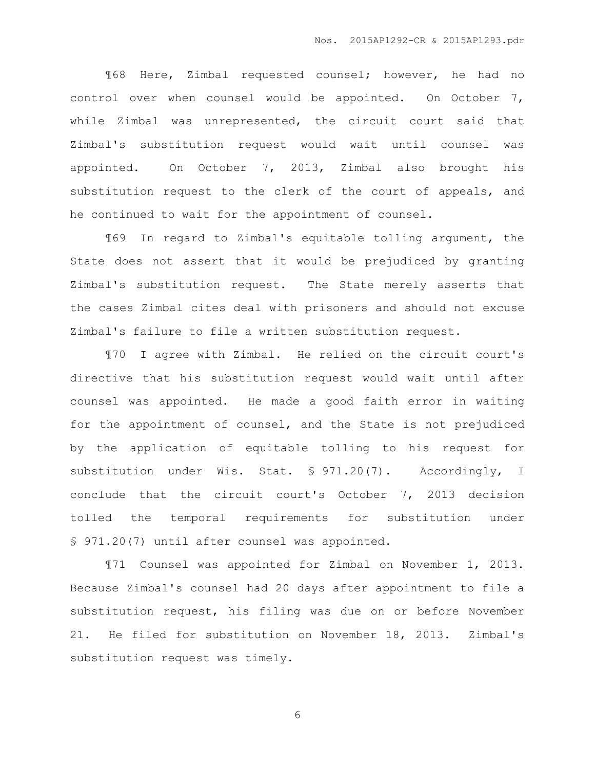¶68 Here, Zimbal requested counsel; however, he had no control over when counsel would be appointed. On October 7, while Zimbal was unrepresented, the circuit court said that Zimbal's substitution request would wait until counsel was appointed. On October 7, 2013, Zimbal also brought his substitution request to the clerk of the court of appeals, and he continued to wait for the appointment of counsel.

¶69 In regard to Zimbal's equitable tolling argument, the State does not assert that it would be prejudiced by granting Zimbal's substitution request. The State merely asserts that the cases Zimbal cites deal with prisoners and should not excuse Zimbal's failure to file a written substitution request.

¶70 I agree with Zimbal. He relied on the circuit court's directive that his substitution request would wait until after counsel was appointed. He made a good faith error in waiting for the appointment of counsel, and the State is not prejudiced by the application of equitable tolling to his request for substitution under Wis. Stat. § 971.20(7). Accordingly, I conclude that the circuit court's October 7, 2013 decision tolled the temporal requirements for substitution under § 971.20(7) until after counsel was appointed.

¶71 Counsel was appointed for Zimbal on November 1, 2013. Because Zimbal's counsel had 20 days after appointment to file a substitution request, his filing was due on or before November 21. He filed for substitution on November 18, 2013. Zimbal's substitution request was timely.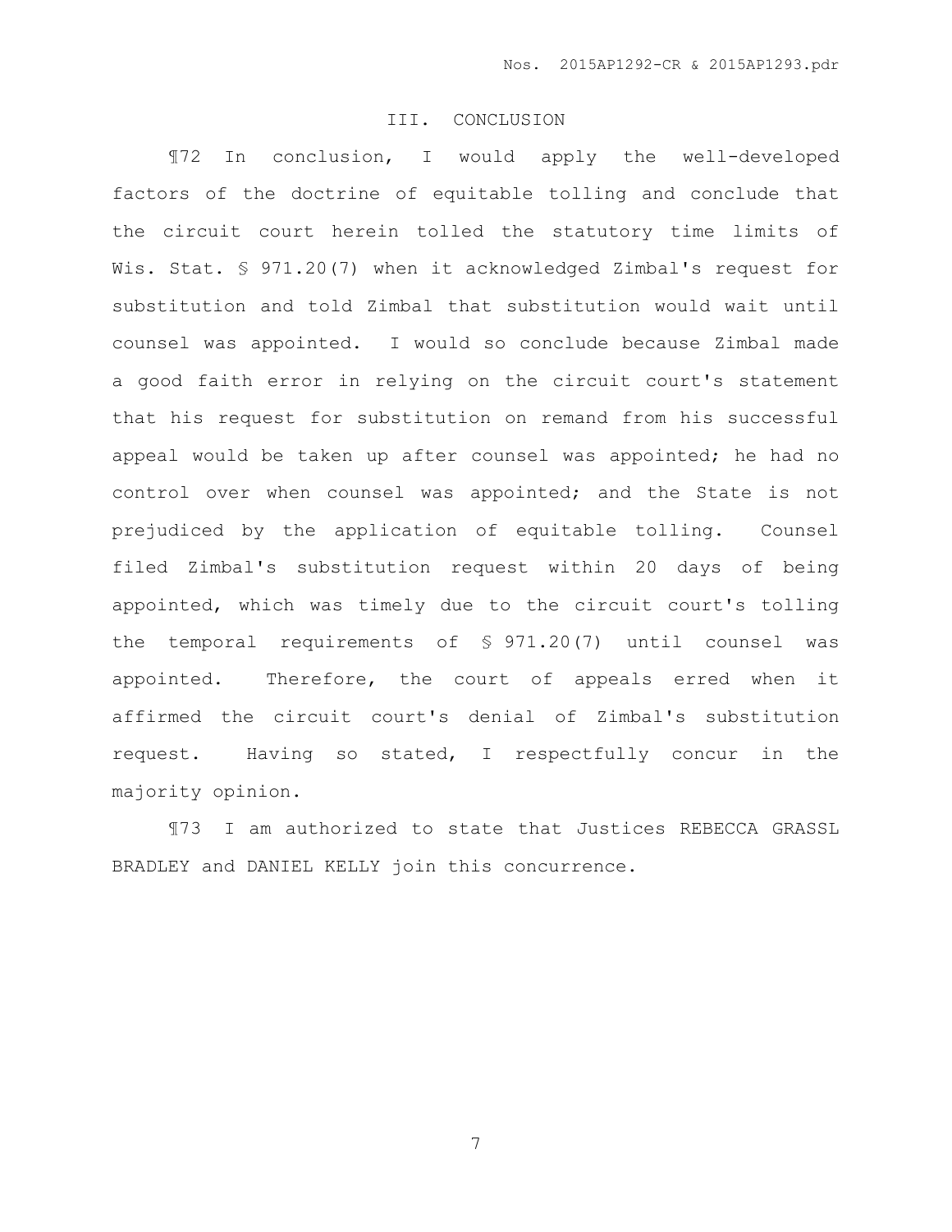## III. CONCLUSION

¶72 In conclusion, I would apply the well-developed factors of the doctrine of equitable tolling and conclude that the circuit court herein tolled the statutory time limits of Wis. Stat. § 971.20(7) when it acknowledged Zimbal's request for substitution and told Zimbal that substitution would wait until counsel was appointed. I would so conclude because Zimbal made a good faith error in relying on the circuit court's statement that his request for substitution on remand from his successful appeal would be taken up after counsel was appointed; he had no control over when counsel was appointed; and the State is not prejudiced by the application of equitable tolling. Counsel filed Zimbal's substitution request within 20 days of being appointed, which was timely due to the circuit court's tolling the temporal requirements of § 971.20(7) until counsel was appointed. Therefore, the court of appeals erred when it affirmed the circuit court's denial of Zimbal's substitution request. Having so stated, I respectfully concur in the majority opinion.

¶73 I am authorized to state that Justices REBECCA GRASSL BRADLEY and DANIEL KELLY join this concurrence.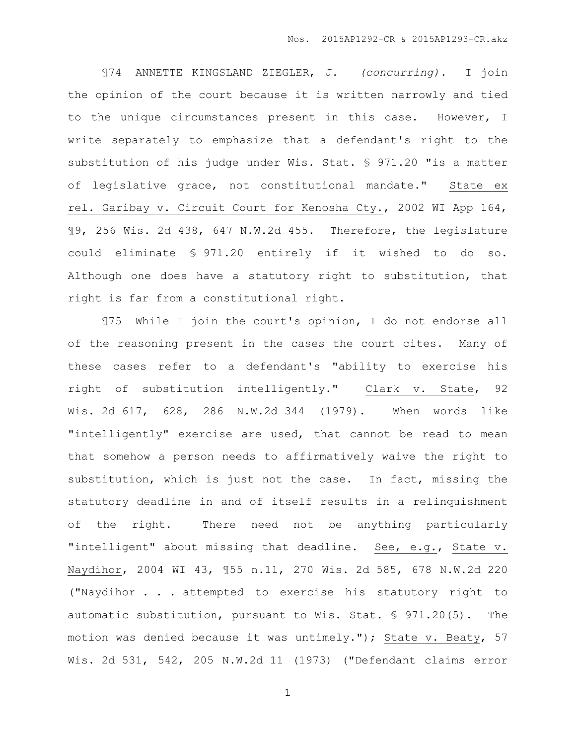¶74 ANNETTE KINGSLAND ZIEGLER, J. *(concurring).* I join the opinion of the court because it is written narrowly and tied to the unique circumstances present in this case. However, I write separately to emphasize that a defendant's right to the substitution of his judge under Wis. Stat. § 971.20 "is a matter of legislative grace, not constitutional mandate." State ex rel. Garibay v. Circuit Court for Kenosha Cty., 2002 WI App 164, ¶9, 256 Wis. 2d 438, 647 N.W.2d 455. Therefore, the legislature could eliminate § 971.20 entirely if it wished to do so. Although one does have a statutory right to substitution, that right is far from a constitutional right.

¶75 While I join the court's opinion, I do not endorse all of the reasoning present in the cases the court cites. Many of these cases refer to a defendant's "ability to exercise his right of substitution intelligently." Clark v. State, 92 Wis. 2d 617, 628, 286 N.W.2d 344 (1979). When words like "intelligently" exercise are used, that cannot be read to mean that somehow a person needs to affirmatively waive the right to substitution, which is just not the case. In fact, missing the statutory deadline in and of itself results in a relinquishment of the right. There need not be anything particularly "intelligent" about missing that deadline. See, e.g., State v. Naydihor, 2004 WI 43, ¶55 n.11, 270 Wis. 2d 585, 678 N.W.2d 220 ("Naydihor . . . attempted to exercise his statutory right to automatic substitution, pursuant to Wis. Stat. § 971.20(5). The motion was denied because it was untimely."); State v. Beaty, 57 Wis. 2d 531, 542, 205 N.W.2d 11 (1973) ("Defendant claims error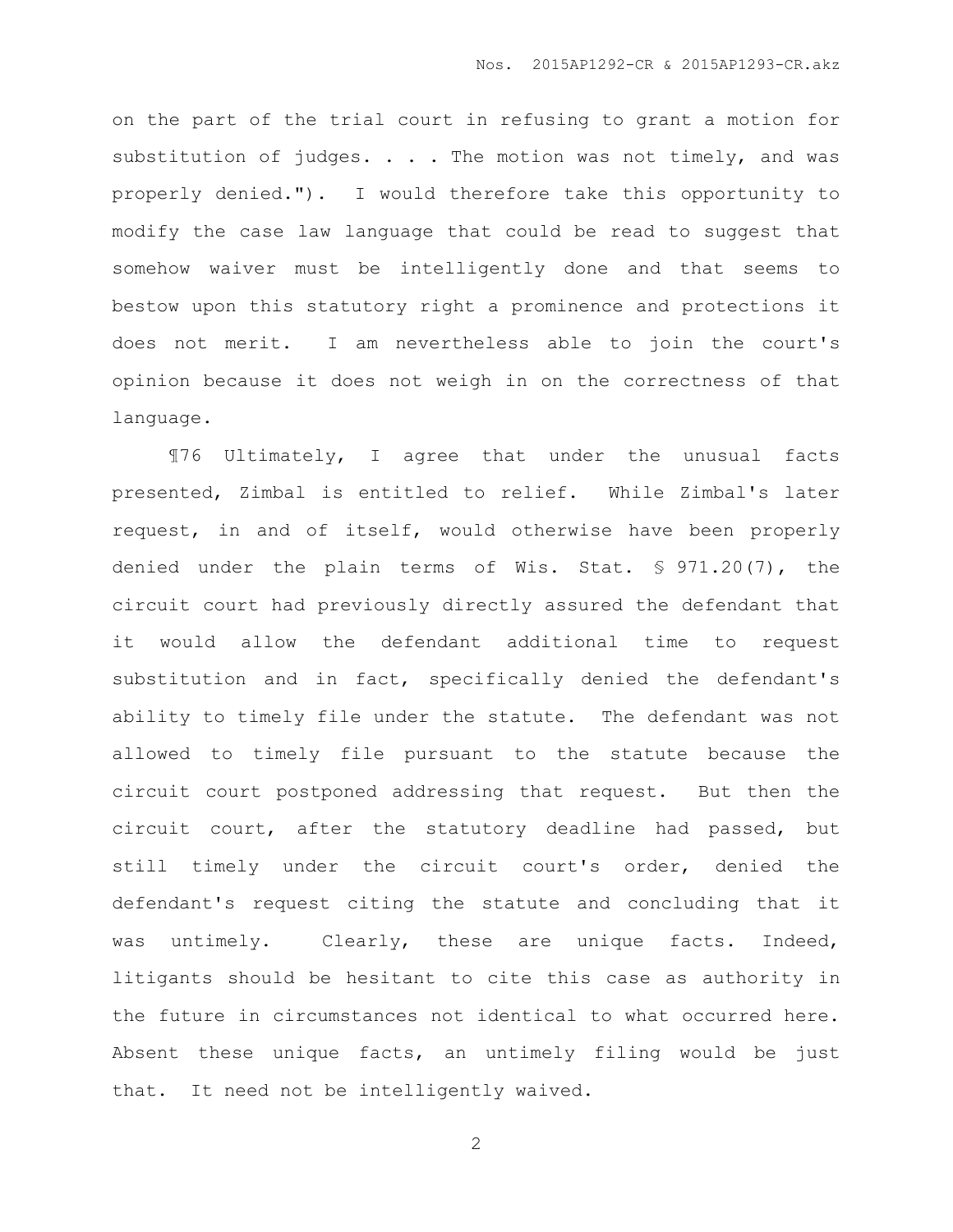on the part of the trial court in refusing to grant a motion for substitution of judges. . . . The motion was not timely, and was properly denied."). I would therefore take this opportunity to modify the case law language that could be read to suggest that somehow waiver must be intelligently done and that seems to bestow upon this statutory right a prominence and protections it does not merit. I am nevertheless able to join the court's opinion because it does not weigh in on the correctness of that language.

¶76 Ultimately, I agree that under the unusual facts presented, Zimbal is entitled to relief. While Zimbal's later request, in and of itself, would otherwise have been properly denied under the plain terms of Wis. Stat. § 971.20(7), the circuit court had previously directly assured the defendant that it would allow the defendant additional time to request substitution and in fact, specifically denied the defendant's ability to timely file under the statute. The defendant was not allowed to timely file pursuant to the statute because the circuit court postponed addressing that request. But then the circuit court, after the statutory deadline had passed, but still timely under the circuit court's order, denied the defendant's request citing the statute and concluding that it was untimely. Clearly, these are unique facts. Indeed, litigants should be hesitant to cite this case as authority in the future in circumstances not identical to what occurred here. Absent these unique facts, an untimely filing would be just that. It need not be intelligently waived.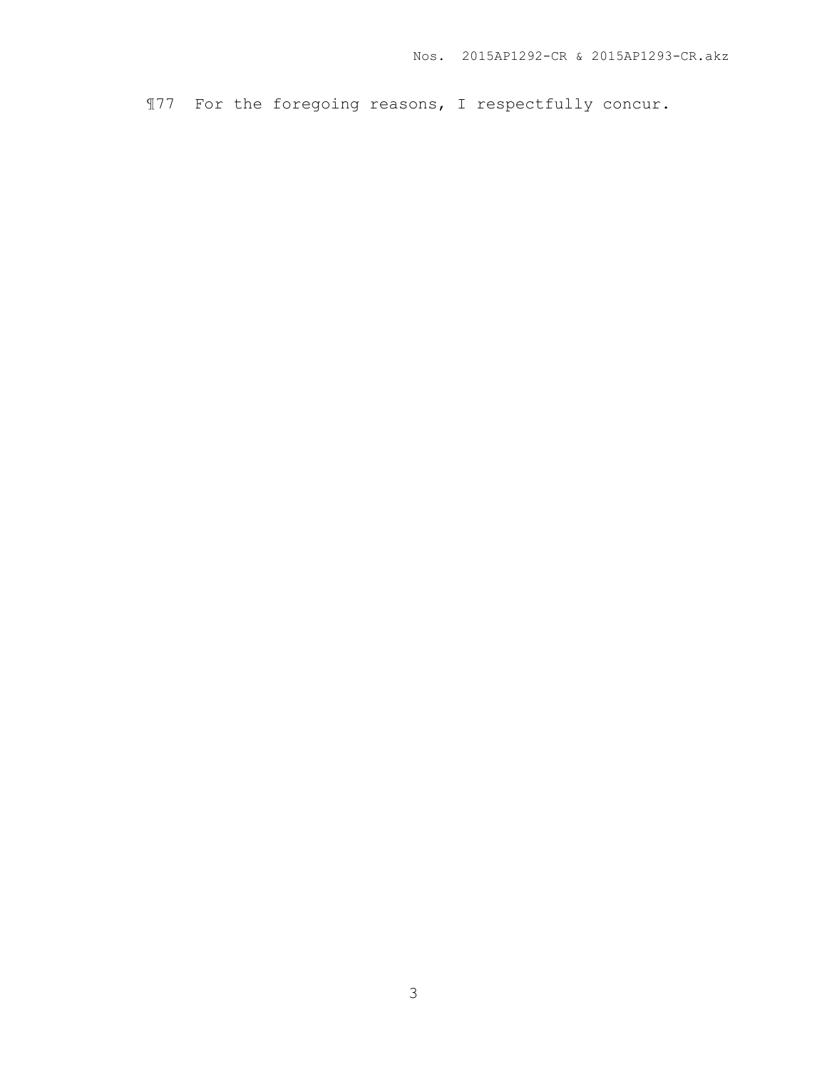¶77 For the foregoing reasons, I respectfully concur.